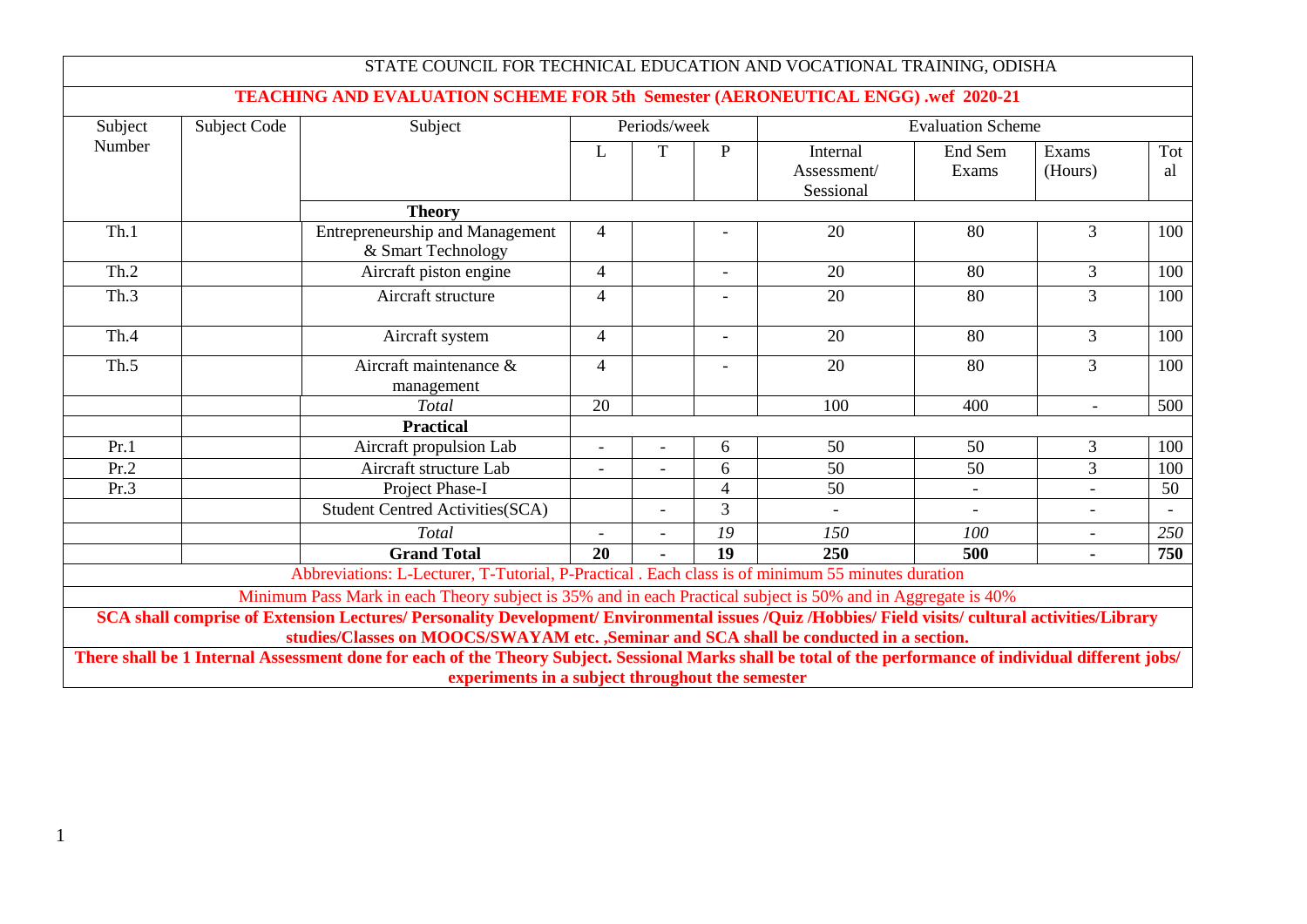# STATE COUNCIL FOR TECHNICAL EDUCATION AND VOCATIONAL TRAINING, ODISHA

## TEACHING AND EVALUATION SCHEME FOR 5th Semester (AERONEUTICAL ENGG) .wef 2020-21

| Subject Number | Subject Code | Subject | Periods/week | | | Evaluation Scheme | | | |
|---|---|---|---|---|---|---|---|---|---|
| | | | L | T | P | Internal Assessment/ Sessional | End Sem Exams | Exams (Hours) | Total |
| | | **Theory** | | | | | | | |
| Th.1 | | Entrepreneurship and Management & Smart Technology | 4 | | - | 20 | 80 | 3 | 100 |
| Th.2 | | Aircraft piston engine | 4 | | - | 20 | 80 | 3 | 100 |
| Th.3 | | Aircraft structure | 4 | | - | 20 | 80 | 3 | 100 |
| Th.4 | | Aircraft system | 4 | | - | 20 | 80 | 3 | 100 |
| Th.5 | | Aircraft maintenance & management | 4 | | - | 20 | 80 | 3 | 100 |
| | | *Total* | 20 | | | 100 | 400 | - | 500 |
| | | **Practical** | | | | | | | |
| Pr.1 | | Aircraft propulsion Lab | - | - | 6 | 50 | 50 | 3 | 100 |
| Pr.2 | | Aircraft structure Lab | - | - | 6 | 50 | 50 | 3 | 100 |
| Pr.3 | | Project Phase-I | | | 4 | 50 | - | - | 50 |
| | | Student Centred Activities(SCA) | | - | 3 | - | - | - | - |
| | | *Total* | - | - | *19* | *150* | *100* | - | *250* |
| | | **Grand Total** | **20** | **-** | **19** | **250** | **500** | **-** | **750** |

Abbreviations: L-Lecturer, T-Tutorial, P-Practical . Each class is of minimum 55 minutes duration

Minimum Pass Mark in each Theory subject is 35% and in each Practical subject is 50% and in Aggregate is 40%

**SCA shall comprise of Extension Lectures/ Personality Development/ Environmental issues /Quiz /Hobbies/ Field visits/ cultural activities/Library studies/Classes on MOOCS/SWAYAM etc. ,Seminar and SCA shall be conducted in a section.**

**There shall be 1 Internal Assessment done for each of the Theory Subject. Sessional Marks shall be total of the performance of individual different jobs/ experiments in a subject throughout the semester**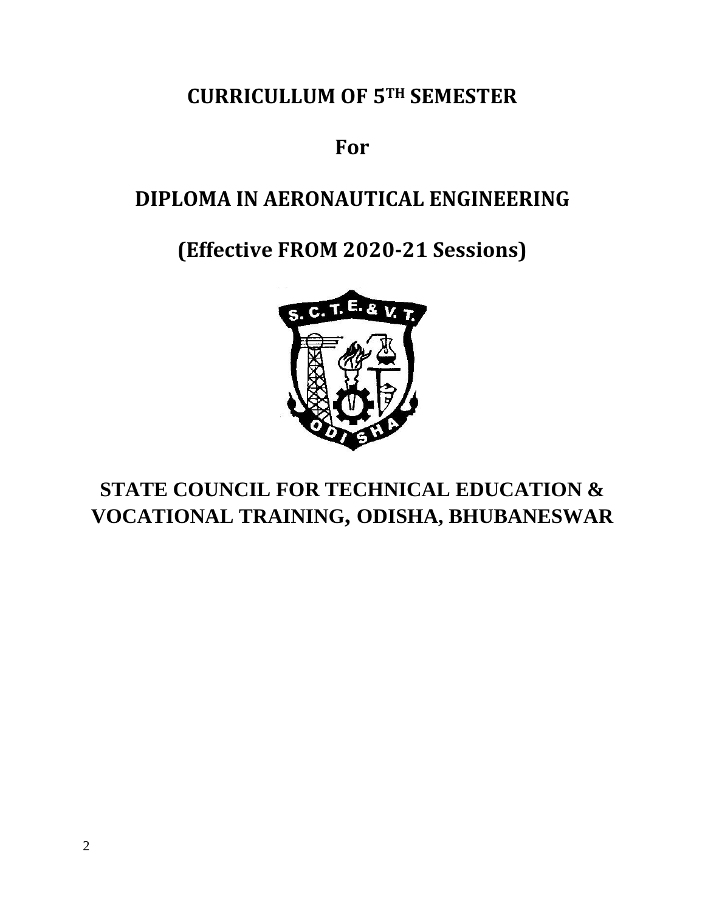# CURRICULLUM OF 5TH SEMESTER

## For

# DIPLOMA IN AERONAUTICAL ENGINEERING

## (Effective FROM 2020-21 Sessions)

# STATE COUNCIL FOR TECHNICAL EDUCATION & VOCATIONAL TRAINING, ODISHA, BHUBANESWAR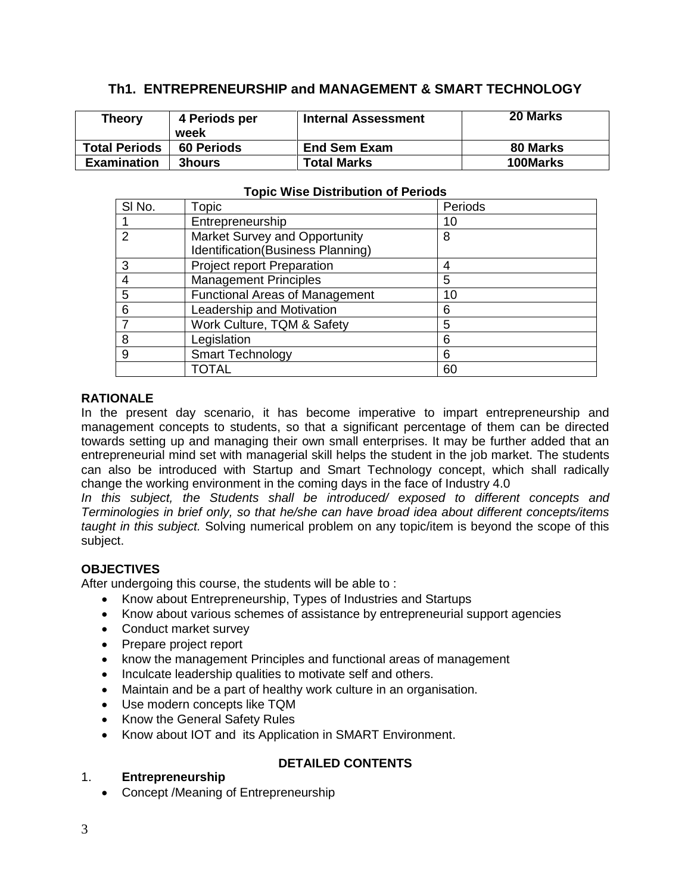## Th1. ENTREPRENEURSHIP and MANAGEMENT & SMART TECHNOLOGY

| **Theory** | **4 Periods per week** | **Internal Assessment** | **20 Marks** |
|---|---|---|---|
| **Total Periods** | **60 Periods** | **End Sem Exam** | **80 Marks** |
| **Examination** | **3hours** | **Total Marks** | **100Marks** |

**Topic Wise Distribution of Periods**

| Sl No. | Topic | Periods |
|---|---|---|
| 1 | Entrepreneurship | 10 |
| 2 | Market Survey and Opportunity Identification(Business Planning) | 8 |
| 3 | Project report Preparation | 4 |
| 4 | Management Principles | 5 |
| 5 | Functional Areas of Management | 10 |
| 6 | Leadership and Motivation | 6 |
| 7 | Work Culture, TQM & Safety | 5 |
| 8 | Legislation | 6 |
| 9 | Smart Technology | 6 |
| | TOTAL | 60 |

### RATIONALE

In the present day scenario, it has become imperative to impart entrepreneurship and management concepts to students, so that a significant percentage of them can be directed towards setting up and managing their own small enterprises. It may be further added that an entrepreneurial mind set with managerial skill helps the student in the job market. The students can also be introduced with Startup and Smart Technology concept, which shall radically change the working environment in the coming days in the face of Industry 4.0

*In this subject, the Students shall be introduced/ exposed to different concepts and Terminologies in brief only, so that he/she can have broad idea about different concepts/items taught in this subject.* Solving numerical problem on any topic/item is beyond the scope of this subject.

### OBJECTIVES

After undergoing this course, the students will be able to :

- Know about Entrepreneurship, Types of Industries and Startups
- Know about various schemes of assistance by entrepreneurial support agencies
- Conduct market survey
- Prepare project report
- know the management Principles and functional areas of management
- Inculcate leadership qualities to motivate self and others.
- Maintain and be a part of healthy work culture in an organisation.
- Use modern concepts like TQM
- Know the General Safety Rules
- Know about IOT and its Application in SMART Environment.

### DETAILED CONTENTS

1. **Entrepreneurship**
   - Concept /Meaning of Entrepreneurship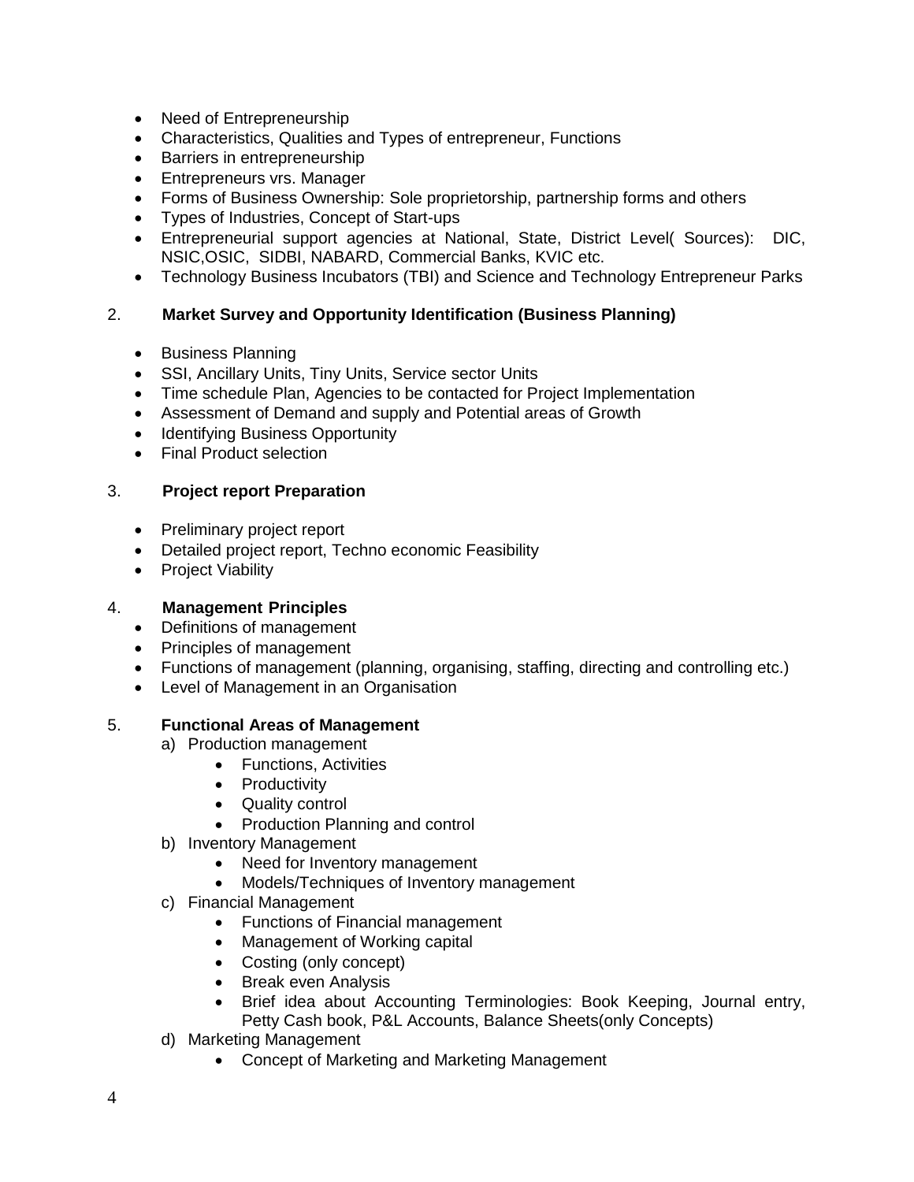- Need of Entrepreneurship
- Characteristics, Qualities and Types of entrepreneur, Functions
- Barriers in entrepreneurship
- Entrepreneurs vrs. Manager
- Forms of Business Ownership: Sole proprietorship, partnership forms and others
- Types of Industries, Concept of Start-ups
- Entrepreneurial support agencies at National, State, District Level( Sources): DIC, NSIC,OSIC, SIDBI, NABARD, Commercial Banks, KVIC etc.
- Technology Business Incubators (TBI) and Science and Technology Entrepreneur Parks

2. **Market Survey and Opportunity Identification (Business Planning)**

- Business Planning
- SSI, Ancillary Units, Tiny Units, Service sector Units
- Time schedule Plan, Agencies to be contacted for Project Implementation
- Assessment of Demand and supply and Potential areas of Growth
- Identifying Business Opportunity
- Final Product selection

3. **Project report Preparation**

- Preliminary project report
- Detailed project report, Techno economic Feasibility
- Project Viability

4. **Management Principles**

- Definitions of management
- Principles of management
- Functions of management (planning, organising, staffing, directing and controlling etc.)
- Level of Management in an Organisation

5. **Functional Areas of Management**

   a) Production management
      - Functions, Activities
      - Productivity
      - Quality control
      - Production Planning and control

   b) Inventory Management
      - Need for Inventory management
      - Models/Techniques of Inventory management

   c) Financial Management
      - Functions of Financial management
      - Management of Working capital
      - Costing (only concept)
      - Break even Analysis
      - Brief idea about Accounting Terminologies: Book Keeping, Journal entry, Petty Cash book, P&L Accounts, Balance Sheets(only Concepts)

   d) Marketing Management
      - Concept of Marketing and Marketing Management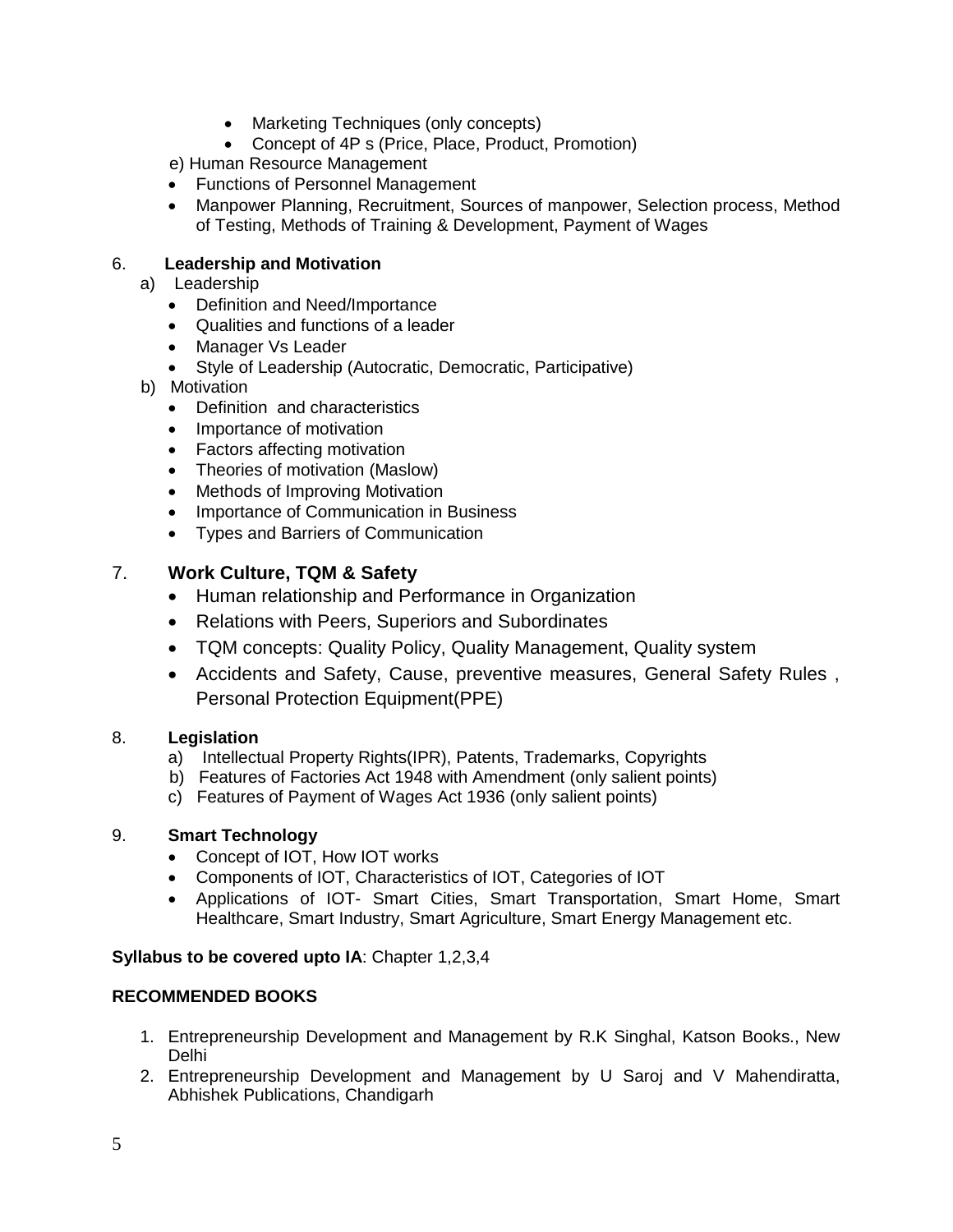- Marketing Techniques (only concepts)
- Concept of 4P s (Price, Place, Product, Promotion)

e) Human Resource Management

- Functions of Personnel Management
- Manpower Planning, Recruitment, Sources of manpower, Selection process, Method of Testing, Methods of Training & Development, Payment of Wages

6. **Leadership and Motivation**

a) Leadership

- Definition and Need/Importance
- Qualities and functions of a leader
- Manager Vs Leader
- Style of Leadership (Autocratic, Democratic, Participative)

b) Motivation

- Definition and characteristics
- Importance of motivation
- Factors affecting motivation
- Theories of motivation (Maslow)
- Methods of Improving Motivation
- Importance of Communication in Business
- Types and Barriers of Communication

7. **Work Culture, TQM & Safety**

- Human relationship and Performance in Organization
- Relations with Peers, Superiors and Subordinates
- TQM concepts: Quality Policy, Quality Management, Quality system
- Accidents and Safety, Cause, preventive measures, General Safety Rules , Personal Protection Equipment(PPE)

8. **Legislation**

a) Intellectual Property Rights(IPR), Patents, Trademarks, Copyrights
b) Features of Factories Act 1948 with Amendment (only salient points)
c) Features of Payment of Wages Act 1936 (only salient points)

9. **Smart Technology**

- Concept of IOT, How IOT works
- Components of IOT, Characteristics of IOT, Categories of IOT
- Applications of IOT- Smart Cities, Smart Transportation, Smart Home, Smart Healthcare, Smart Industry, Smart Agriculture, Smart Energy Management etc.

**Syllabus to be covered upto IA**: Chapter 1,2,3,4

**RECOMMENDED BOOKS**

1. Entrepreneurship Development and Management by R.K Singhal, Katson Books., New Delhi
2. Entrepreneurship Development and Management by U Saroj and V Mahendiratta, Abhishek Publications, Chandigarh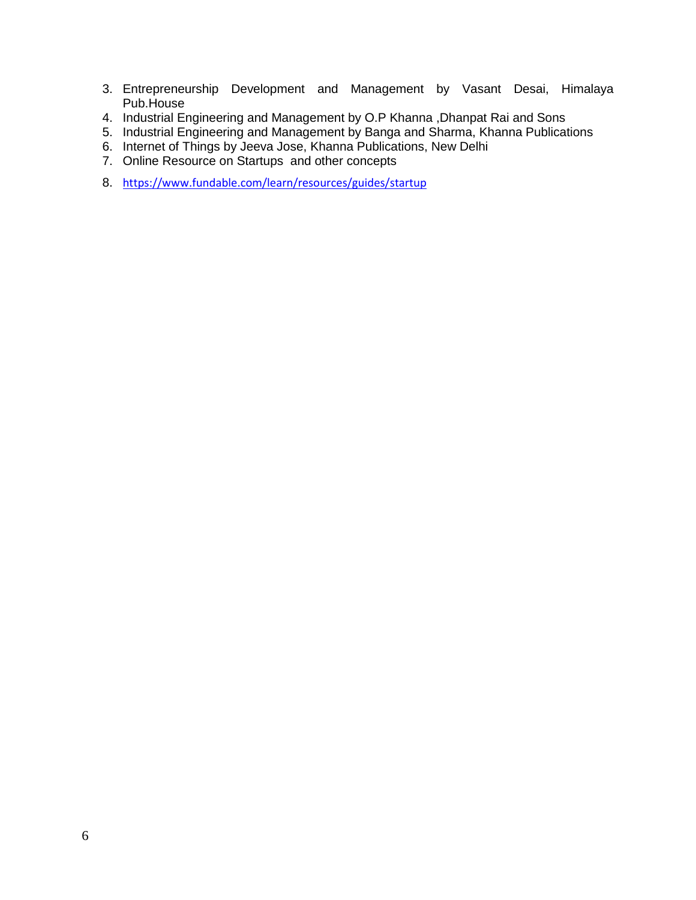3. Entrepreneurship Development and Management by Vasant Desai, Himalaya Pub.House
4. Industrial Engineering and Management by O.P Khanna ,Dhanpat Rai and Sons
5. Industrial Engineering and Management by Banga and Sharma, Khanna Publications
6. Internet of Things by Jeeva Jose, Khanna Publications, New Delhi
7. Online Resource on Startups and other concepts
8. https://www.fundable.com/learn/resources/guides/startup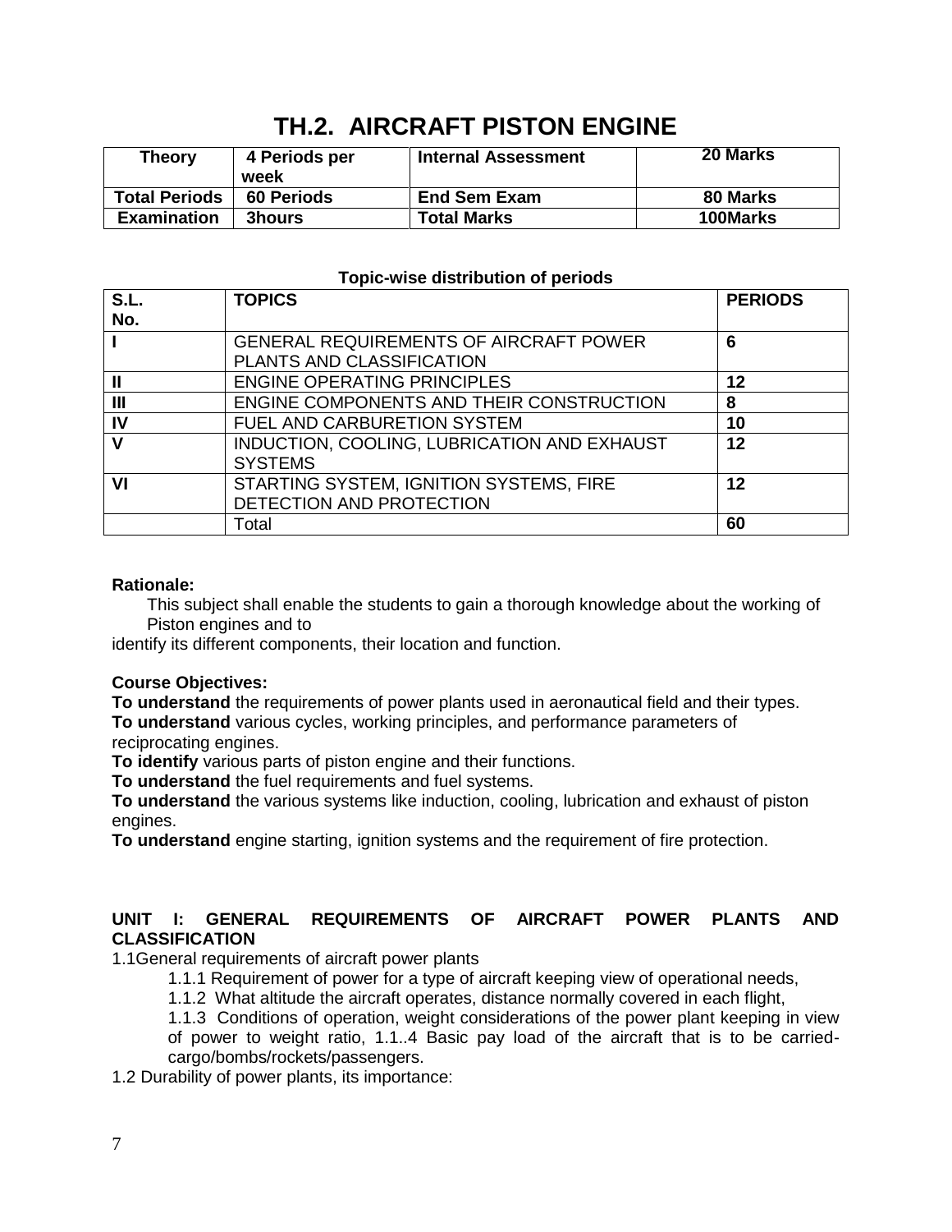# TH.2. AIRCRAFT PISTON ENGINE

| Theory | 4 Periods per week | Internal Assessment | 20 Marks |
|---|---|---|---|
| Total Periods | 60 Periods | End Sem Exam | 80 Marks |
| Examination | 3hours | Total Marks | 100Marks |

**Topic-wise distribution of periods**

| S.L. No. | TOPICS | PERIODS |
|---|---|---|
| I | GENERAL REQUIREMENTS OF AIRCRAFT POWER PLANTS AND CLASSIFICATION | 6 |
| II | ENGINE OPERATING PRINCIPLES | 12 |
| III | ENGINE COMPONENTS AND THEIR CONSTRUCTION | 8 |
| IV | FUEL AND CARBURETION SYSTEM | 10 |
| V | INDUCTION, COOLING, LUBRICATION AND EXHAUST SYSTEMS | 12 |
| VI | STARTING SYSTEM, IGNITION SYSTEMS, FIRE DETECTION AND PROTECTION | 12 |
| | Total | 60 |

**Rationale:**

This subject shall enable the students to gain a thorough knowledge about the working of Piston engines and to identify its different components, their location and function.

**Course Objectives:**

**To understand** the requirements of power plants used in aeronautical field and their types.
**To understand** various cycles, working principles, and performance parameters of reciprocating engines.
**To identify** various parts of piston engine and their functions.
**To understand** the fuel requirements and fuel systems.
**To understand** the various systems like induction, cooling, lubrication and exhaust of piston engines.
**To understand** engine starting, ignition systems and the requirement of fire protection.

**UNIT I: GENERAL REQUIREMENTS OF AIRCRAFT POWER PLANTS AND CLASSIFICATION**

1.1 General requirements of aircraft power plants

- 1.1.1 Requirement of power for a type of aircraft keeping view of operational needs,
- 1.1.2 What altitude the aircraft operates, distance normally covered in each flight,
- 1.1.3 Conditions of operation, weight considerations of the power plant keeping in view of power to weight ratio, 1.1..4 Basic pay load of the aircraft that is to be carried-cargo/bombs/rockets/passengers.

1.2 Durability of power plants, its importance: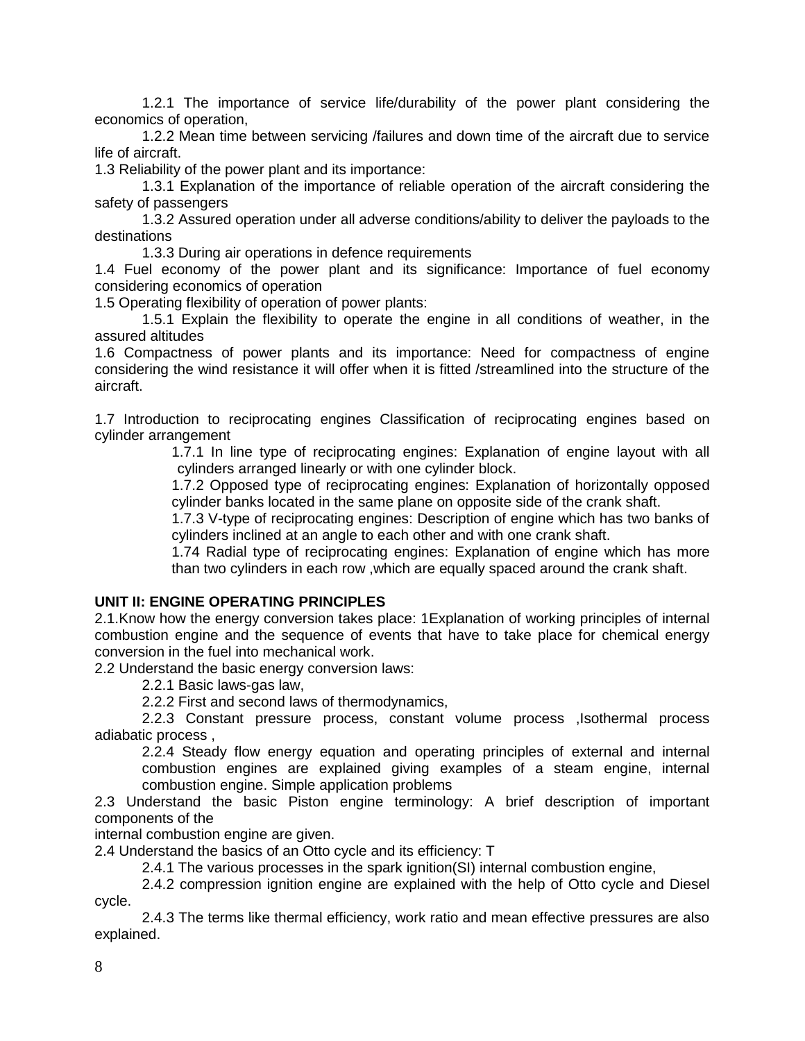1.2.1 The importance of service life/durability of the power plant considering the economics of operation,

1.2.2 Mean time between servicing /failures and down time of the aircraft due to service life of aircraft.

1.3 Reliability of the power plant and its importance:

1.3.1 Explanation of the importance of reliable operation of the aircraft considering the safety of passengers

1.3.2 Assured operation under all adverse conditions/ability to deliver the payloads to the destinations

1.3.3 During air operations in defence requirements

1.4 Fuel economy of the power plant and its significance: Importance of fuel economy considering economics of operation

1.5 Operating flexibility of operation of power plants:

1.5.1 Explain the flexibility to operate the engine in all conditions of weather, in the assured altitudes

1.6 Compactness of power plants and its importance: Need for compactness of engine considering the wind resistance it will offer when it is fitted /streamlined into the structure of the aircraft.

1.7 Introduction to reciprocating engines Classification of reciprocating engines based on cylinder arrangement

1.7.1 In line type of reciprocating engines: Explanation of engine layout with all cylinders arranged linearly or with one cylinder block.

1.7.2 Opposed type of reciprocating engines: Explanation of horizontally opposed cylinder banks located in the same plane on opposite side of the crank shaft.

1.7.3 V-type of reciprocating engines: Description of engine which has two banks of cylinders inclined at an angle to each other and with one crank shaft.

1.74 Radial type of reciprocating engines: Explanation of engine which has more than two cylinders in each row ,which are equally spaced around the crank shaft.

**UNIT II: ENGINE OPERATING PRINCIPLES**

2.1.Know how the energy conversion takes place: 1Explanation of working principles of internal combustion engine and the sequence of events that have to take place for chemical energy conversion in the fuel into mechanical work.

2.2 Understand the basic energy conversion laws:

2.2.1 Basic laws-gas law,

2.2.2 First and second laws of thermodynamics,

2.2.3 Constant pressure process, constant volume process ,Isothermal process adiabatic process ,

2.2.4 Steady flow energy equation and operating principles of external and internal combustion engines are explained giving examples of a steam engine, internal combustion engine. Simple application problems

2.3 Understand the basic Piston engine terminology: A brief description of important components of the
internal combustion engine are given.

2.4 Understand the basics of an Otto cycle and its efficiency: T

2.4.1 The various processes in the spark ignition(SI) internal combustion engine,

2.4.2 compression ignition engine are explained with the help of Otto cycle and Diesel cycle.

2.4.3 The terms like thermal efficiency, work ratio and mean effective pressures are also explained.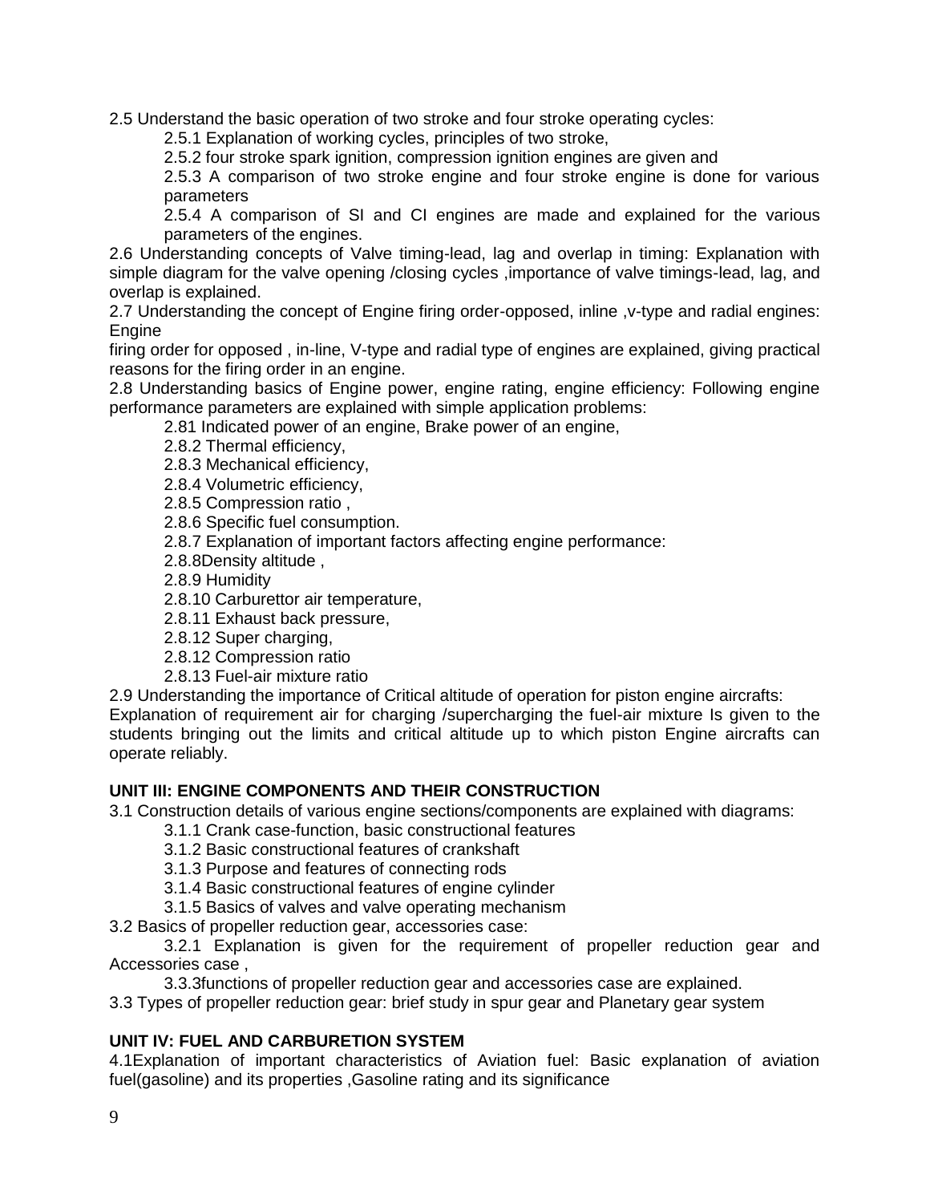2.5 Understand the basic operation of two stroke and four stroke operating cycles:

  2.5.1 Explanation of working cycles, principles of two stroke,

  2.5.2 four stroke spark ignition, compression ignition engines are given and

  2.5.3 A comparison of two stroke engine and four stroke engine is done for various parameters

  2.5.4 A comparison of SI and CI engines are made and explained for the various parameters of the engines.

2.6 Understanding concepts of Valve timing-lead, lag and overlap in timing: Explanation with simple diagram for the valve opening /closing cycles ,importance of valve timings-lead, lag, and overlap is explained.

2.7 Understanding the concept of Engine firing order-opposed, inline ,v-type and radial engines: Engine

firing order for opposed , in-line, V-type and radial type of engines are explained, giving practical reasons for the firing order in an engine.

2.8 Understanding basics of Engine power, engine rating, engine efficiency: Following engine performance parameters are explained with simple application problems:

  2.81 Indicated power of an engine, Brake power of an engine,

  2.8.2 Thermal efficiency,

  2.8.3 Mechanical efficiency,

  2.8.4 Volumetric efficiency,

  2.8.5 Compression ratio ,

  2.8.6 Specific fuel consumption.

  2.8.7 Explanation of important factors affecting engine performance:

  2.8.8Density altitude ,

  2.8.9 Humidity

  2.8.10 Carburettor air temperature,

  2.8.11 Exhaust back pressure,

  2.8.12 Super charging,

  2.8.12 Compression ratio

  2.8.13 Fuel-air mixture ratio

2.9 Understanding the importance of Critical altitude of operation for piston engine aircrafts: Explanation of requirement air for charging /supercharging the fuel-air mixture Is given to the students bringing out the limits and critical altitude up to which piston Engine aircrafts can operate reliably.

**UNIT III: ENGINE COMPONENTS AND THEIR CONSTRUCTION**

3.1 Construction details of various engine sections/components are explained with diagrams:

  3.1.1 Crank case-function, basic constructional features

  3.1.2 Basic constructional features of crankshaft

  3.1.3 Purpose and features of connecting rods

  3.1.4 Basic constructional features of engine cylinder

  3.1.5 Basics of valves and valve operating mechanism

3.2 Basics of propeller reduction gear, accessories case:

  3.2.1 Explanation is given for the requirement of propeller reduction gear and Accessories case ,

  3.3.3functions of propeller reduction gear and accessories case are explained.

3.3 Types of propeller reduction gear: brief study in spur gear and Planetary gear system

**UNIT IV: FUEL AND CARBURETION SYSTEM**

4.1Explanation of important characteristics of Aviation fuel: Basic explanation of aviation fuel(gasoline) and its properties ,Gasoline rating and its significance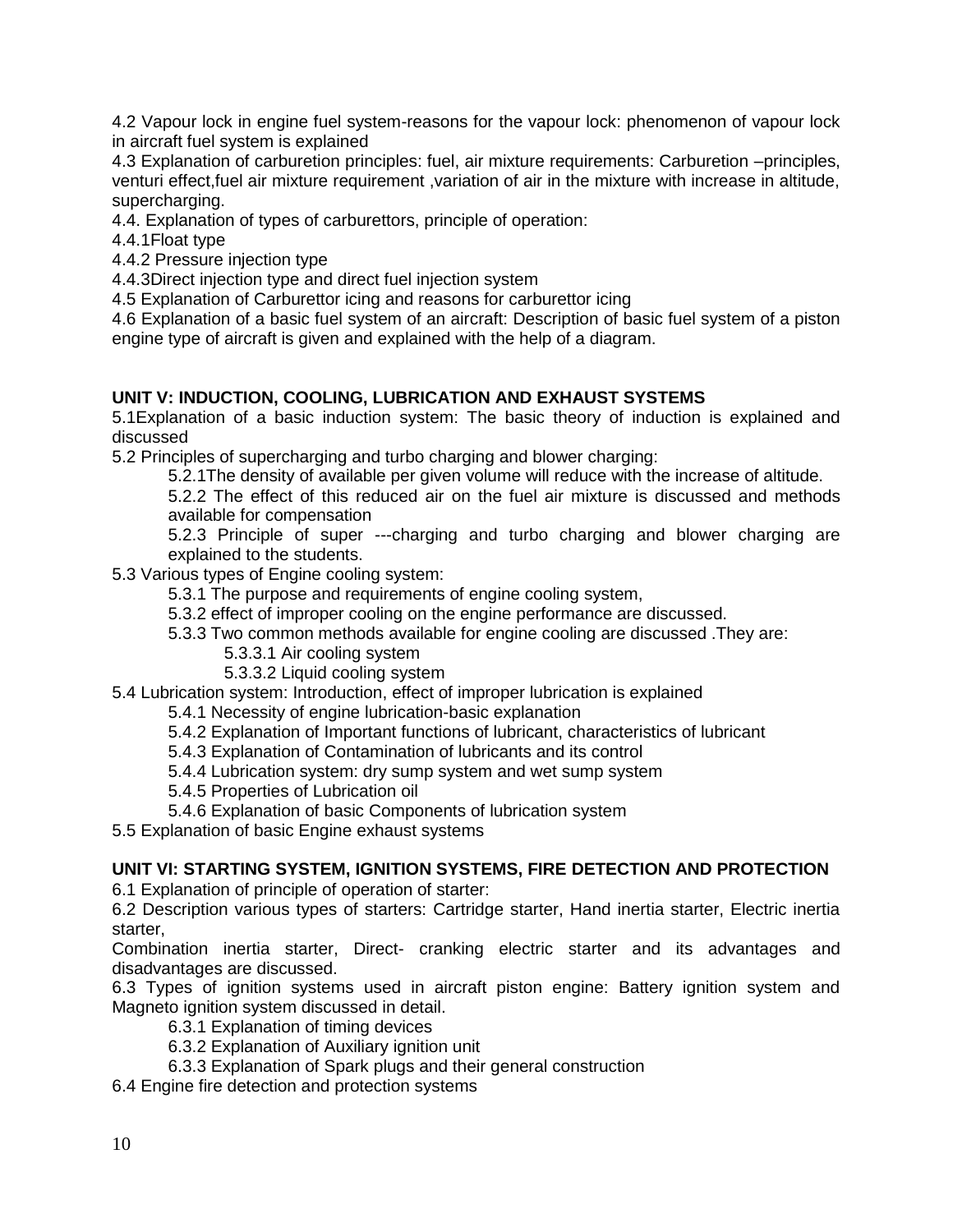4.2 Vapour lock in engine fuel system-reasons for the vapour lock: phenomenon of vapour lock in aircraft fuel system is explained

4.3 Explanation of carburetion principles: fuel, air mixture requirements: Carburetion –principles, venturi effect,fuel air mixture requirement ,variation of air in the mixture with increase in altitude, supercharging.

4.4. Explanation of types of carburettors, principle of operation:

4.4.1Float type

4.4.2 Pressure injection type

4.4.3Direct injection type and direct fuel injection system

4.5 Explanation of Carburettor icing and reasons for carburettor icing

4.6 Explanation of a basic fuel system of an aircraft: Description of basic fuel system of a piston engine type of aircraft is given and explained with the help of a diagram.

**UNIT V: INDUCTION, COOLING, LUBRICATION AND EXHAUST SYSTEMS**

5.1Explanation of a basic induction system: The basic theory of induction is explained and discussed

5.2 Principles of supercharging and turbo charging and blower charging:

- 5.2.1The density of available per given volume will reduce with the increase of altitude.
- 5.2.2 The effect of this reduced air on the fuel air mixture is discussed and methods available for compensation
- 5.2.3 Principle of super ---charging and turbo charging and blower charging are explained to the students.

5.3 Various types of Engine cooling system:

- 5.3.1 The purpose and requirements of engine cooling system,
- 5.3.2 effect of improper cooling on the engine performance are discussed.
- 5.3.3 Two common methods available for engine cooling are discussed .They are:
  - 5.3.3.1 Air cooling system
  - 5.3.3.2 Liquid cooling system

5.4 Lubrication system: Introduction, effect of improper lubrication is explained

- 5.4.1 Necessity of engine lubrication-basic explanation
- 5.4.2 Explanation of Important functions of lubricant, characteristics of lubricant
- 5.4.3 Explanation of Contamination of lubricants and its control
- 5.4.4 Lubrication system: dry sump system and wet sump system
- 5.4.5 Properties of Lubrication oil
- 5.4.6 Explanation of basic Components of lubrication system

5.5 Explanation of basic Engine exhaust systems

**UNIT VI: STARTING SYSTEM, IGNITION SYSTEMS, FIRE DETECTION AND PROTECTION**

6.1 Explanation of principle of operation of starter:

6.2 Description various types of starters: Cartridge starter, Hand inertia starter, Electric inertia starter,
Combination inertia starter, Direct- cranking electric starter and its advantages and disadvantages are discussed.

6.3 Types of ignition systems used in aircraft piston engine: Battery ignition system and Magneto ignition system discussed in detail.

- 6.3.1 Explanation of timing devices
- 6.3.2 Explanation of Auxiliary ignition unit
- 6.3.3 Explanation of Spark plugs and their general construction

6.4 Engine fire detection and protection systems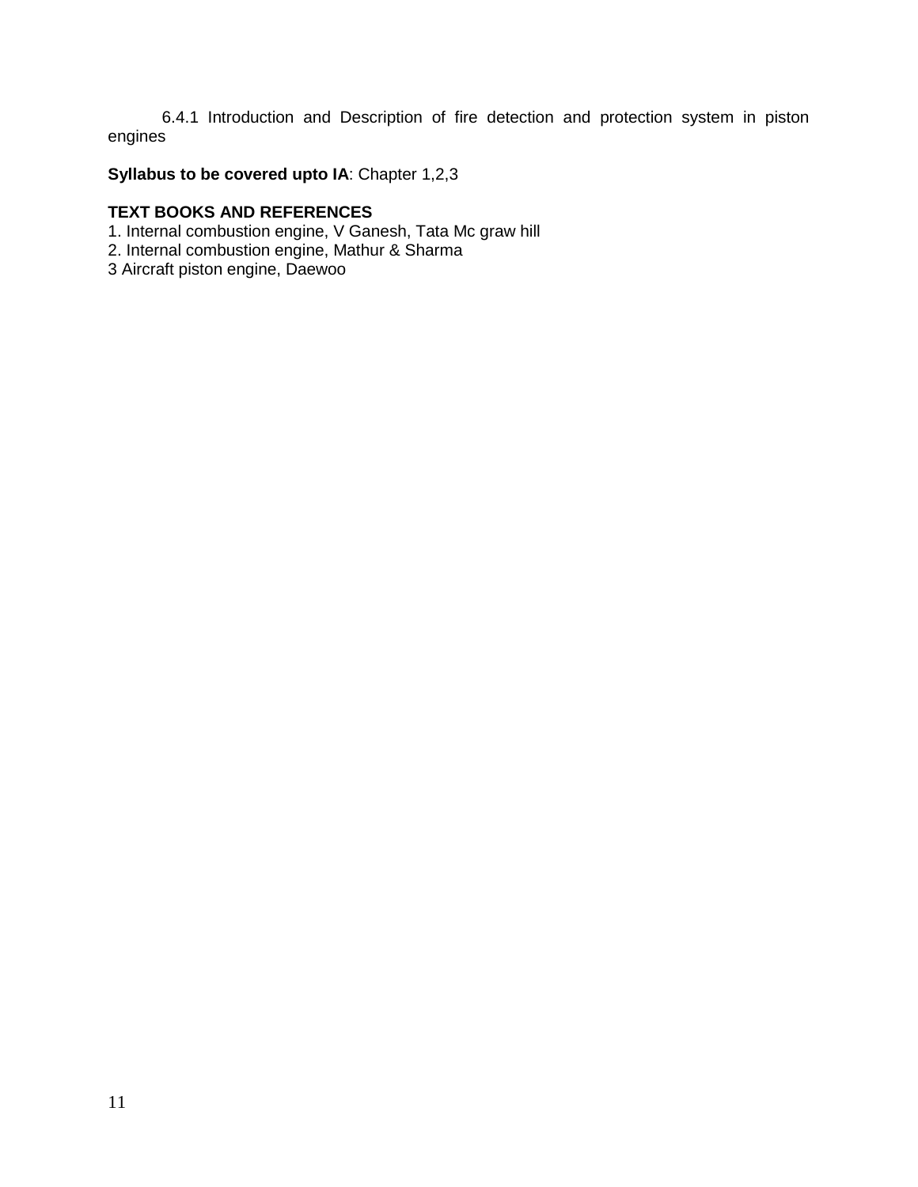6.4.1 Introduction and Description of fire detection and protection system in piston engines

**Syllabus to be covered upto IA**: Chapter 1,2,3

**TEXT BOOKS AND REFERENCES**

1. Internal combustion engine, V Ganesh, Tata Mc graw hill
2. Internal combustion engine, Mathur & Sharma
3 Aircraft piston engine, Daewoo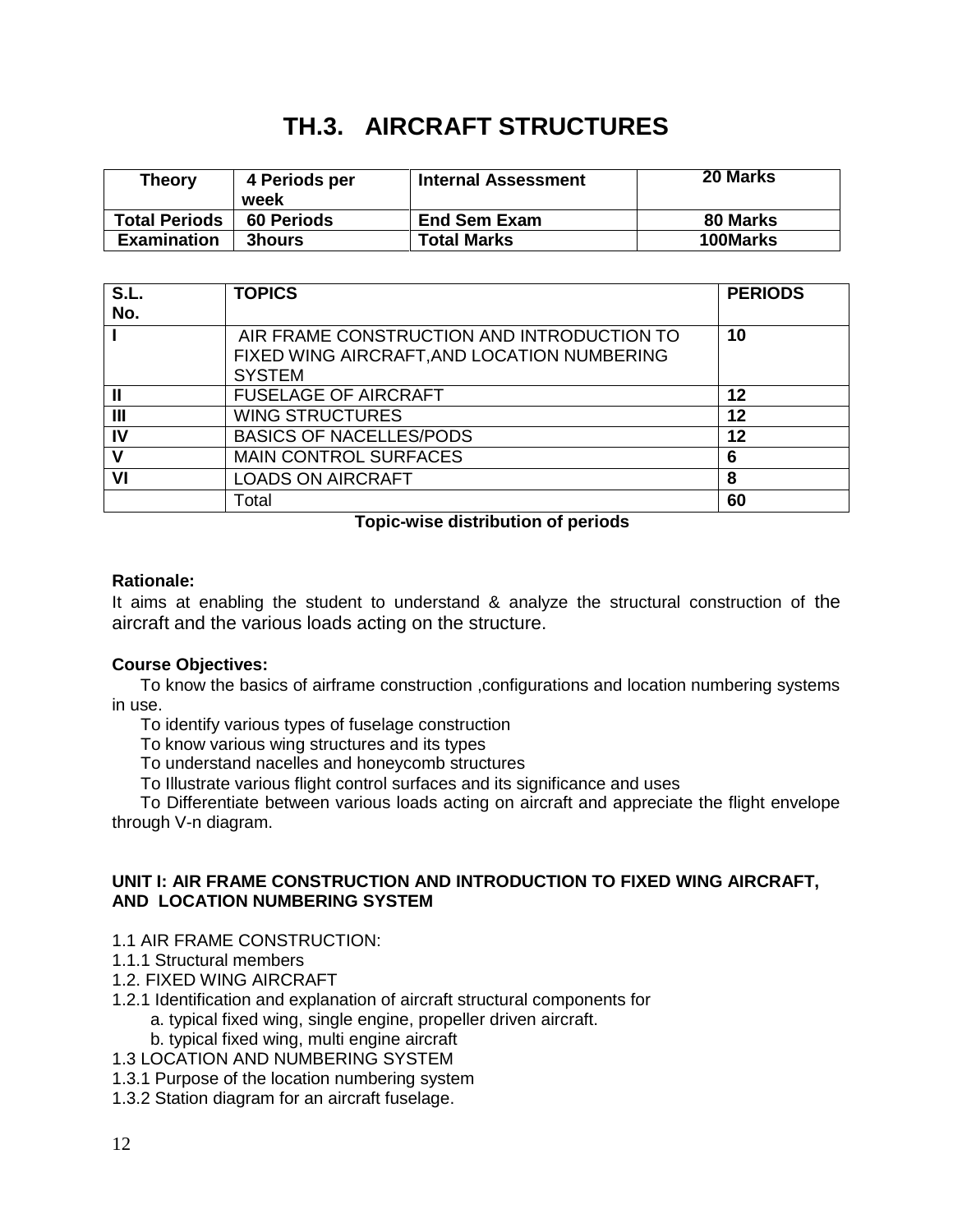# TH.3. AIRCRAFT STRUCTURES

| Theory | 4 Periods per week | Internal Assessment | 20 Marks |
|---|---|---|---|
| Total Periods | 60 Periods | End Sem Exam | 80 Marks |
| Examination | 3hours | Total Marks | 100Marks |

| S.L. No. | TOPICS | PERIODS |
|---|---|---|
| I | AIR FRAME CONSTRUCTION AND INTRODUCTION TO FIXED WING AIRCRAFT,AND LOCATION NUMBERING SYSTEM | 10 |
| II | FUSELAGE OF AIRCRAFT | 12 |
| III | WING STRUCTURES | 12 |
| IV | BASICS OF NACELLES/PODS | 12 |
| V | MAIN CONTROL SURFACES | 6 |
| VI | LOADS ON AIRCRAFT | 8 |
| | Total | 60 |

**Topic-wise distribution of periods**

**Rationale:**

It aims at enabling the student to understand & analyze the structural construction of the aircraft and the various loads acting on the structure.

**Course Objectives:**

To know the basics of airframe construction ,configurations and location numbering systems in use.

To identify various types of fuselage construction

To know various wing structures and its types

To understand nacelles and honeycomb structures

To Illustrate various flight control surfaces and its significance and uses

To Differentiate between various loads acting on aircraft and appreciate the flight envelope through V-n diagram.

**UNIT I: AIR FRAME CONSTRUCTION AND INTRODUCTION TO FIXED WING AIRCRAFT, AND LOCATION NUMBERING SYSTEM**

1.1 AIR FRAME CONSTRUCTION:

1.1.1 Structural members

1.2. FIXED WING AIRCRAFT

1.2.1 Identification and explanation of aircraft structural components for

a. typical fixed wing, single engine, propeller driven aircraft.

b. typical fixed wing, multi engine aircraft

1.3 LOCATION AND NUMBERING SYSTEM

1.3.1 Purpose of the location numbering system

1.3.2 Station diagram for an aircraft fuselage.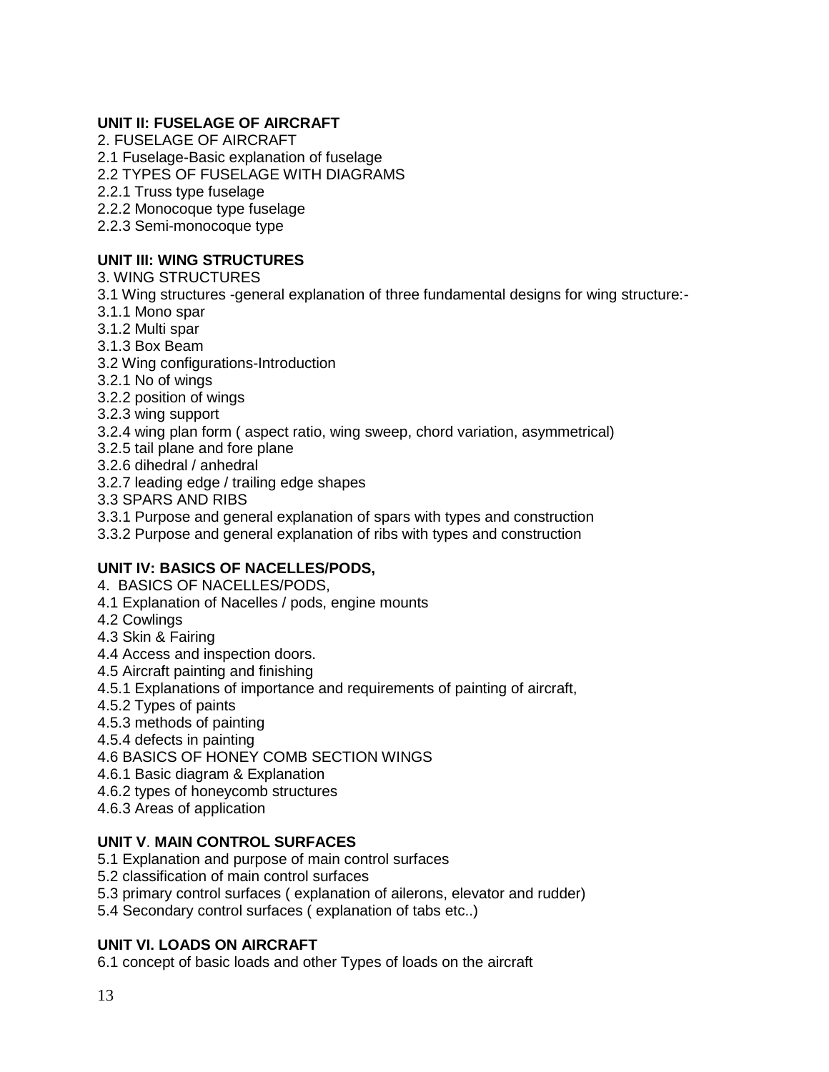**UNIT II: FUSELAGE OF AIRCRAFT**

2. FUSELAGE OF AIRCRAFT
2.1 Fuselage-Basic explanation of fuselage
2.2 TYPES OF FUSELAGE WITH DIAGRAMS
2.2.1 Truss type fuselage
2.2.2 Monocoque type fuselage
2.2.3 Semi-monocoque type

**UNIT III: WING STRUCTURES**

3. WING STRUCTURES
3.1 Wing structures -general explanation of three fundamental designs for wing structure:-
3.1.1 Mono spar
3.1.2 Multi spar
3.1.3 Box Beam
3.2 Wing configurations-Introduction
3.2.1 No of wings
3.2.2 position of wings
3.2.3 wing support
3.2.4 wing plan form ( aspect ratio, wing sweep, chord variation, asymmetrical)
3.2.5 tail plane and fore plane
3.2.6 dihedral / anhedral
3.2.7 leading edge / trailing edge shapes
3.3 SPARS AND RIBS
3.3.1 Purpose and general explanation of spars with types and construction
3.3.2 Purpose and general explanation of ribs with types and construction

**UNIT IV: BASICS OF NACELLES/PODS,**

4. BASICS OF NACELLES/PODS,
4.1 Explanation of Nacelles / pods, engine mounts
4.2 Cowlings
4.3 Skin & Fairing
4.4 Access and inspection doors.
4.5 Aircraft painting and finishing
4.5.1 Explanations of importance and requirements of painting of aircraft,
4.5.2 Types of paints
4.5.3 methods of painting
4.5.4 defects in painting
4.6 BASICS OF HONEY COMB SECTION WINGS
4.6.1 Basic diagram & Explanation
4.6.2 types of honeycomb structures
4.6.3 Areas of application

**UNIT V. MAIN CONTROL SURFACES**

5.1 Explanation and purpose of main control surfaces
5.2 classification of main control surfaces
5.3 primary control surfaces ( explanation of ailerons, elevator and rudder)
5.4 Secondary control surfaces ( explanation of tabs etc..)

**UNIT VI. LOADS ON AIRCRAFT**

6.1 concept of basic loads and other Types of loads on the aircraft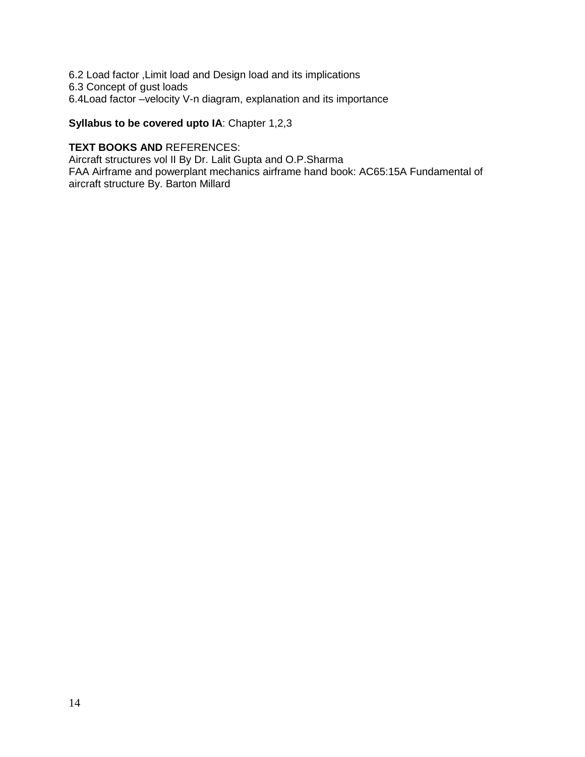6.2 Load factor ,Limit load and Design load and its implications
6.3 Concept of gust loads
6.4Load factor –velocity V-n diagram, explanation and its importance

**Syllabus to be covered upto IA**: Chapter 1,2,3

**TEXT BOOKS AND** REFERENCES:
Aircraft structures vol II By Dr. Lalit Gupta and O.P.Sharma
FAA Airframe and powerplant mechanics airframe hand book: AC65:15A Fundamental of aircraft structure By. Barton Millard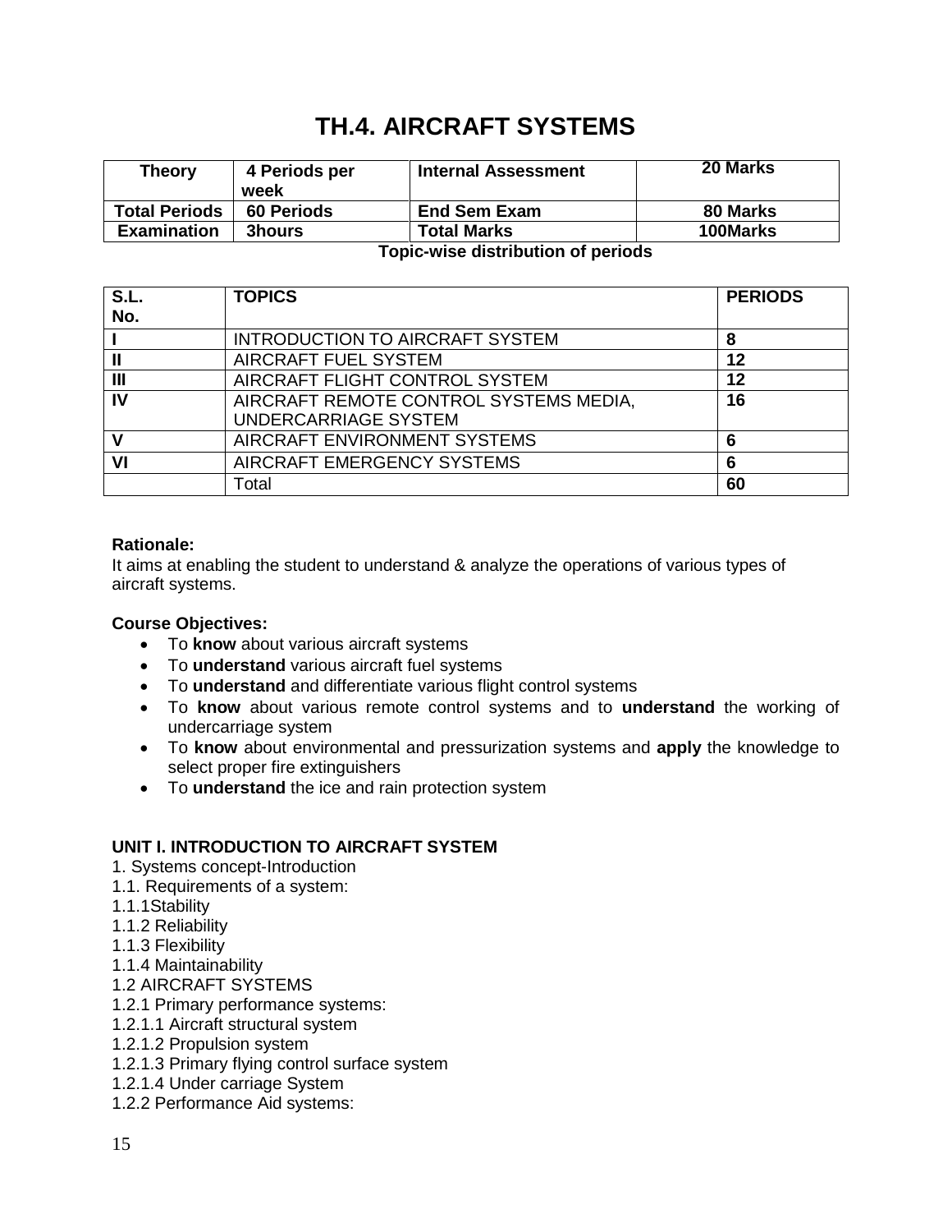# TH.4. AIRCRAFT SYSTEMS

| Theory | 4 Periods per week | Internal Assessment | 20 Marks |
|---|---|---|---|
| Total Periods | 60 Periods | End Sem Exam | 80 Marks |
| Examination | 3hours | Total Marks | 100Marks |

**Topic-wise distribution of periods**

| S.L. No. | TOPICS | PERIODS |
|---|---|---|
| I | INTRODUCTION TO AIRCRAFT SYSTEM | 8 |
| II | AIRCRAFT FUEL SYSTEM | 12 |
| III | AIRCRAFT FLIGHT CONTROL SYSTEM | 12 |
| IV | AIRCRAFT REMOTE CONTROL SYSTEMS MEDIA, UNDERCARRIAGE SYSTEM | 16 |
| V | AIRCRAFT ENVIRONMENT SYSTEMS | 6 |
| VI | AIRCRAFT EMERGENCY SYSTEMS | 6 |
| | Total | 60 |

**Rationale:**

It aims at enabling the student to understand & analyze the operations of various types of aircraft systems.

**Course Objectives:**

- To **know** about various aircraft systems
- To **understand** various aircraft fuel systems
- To **understand** and differentiate various flight control systems
- To **know** about various remote control systems and to **understand** the working of undercarriage system
- To **know** about environmental and pressurization systems and **apply** the knowledge to select proper fire extinguishers
- To **understand** the ice and rain protection system

**UNIT I. INTRODUCTION TO AIRCRAFT SYSTEM**

1. Systems concept-Introduction
1.1. Requirements of a system:
1.1.1Stability
1.1.2 Reliability
1.1.3 Flexibility
1.1.4 Maintainability
1.2 AIRCRAFT SYSTEMS
1.2.1 Primary performance systems:
1.2.1.1 Aircraft structural system
1.2.1.2 Propulsion system
1.2.1.3 Primary flying control surface system
1.2.1.4 Under carriage System
1.2.2 Performance Aid systems: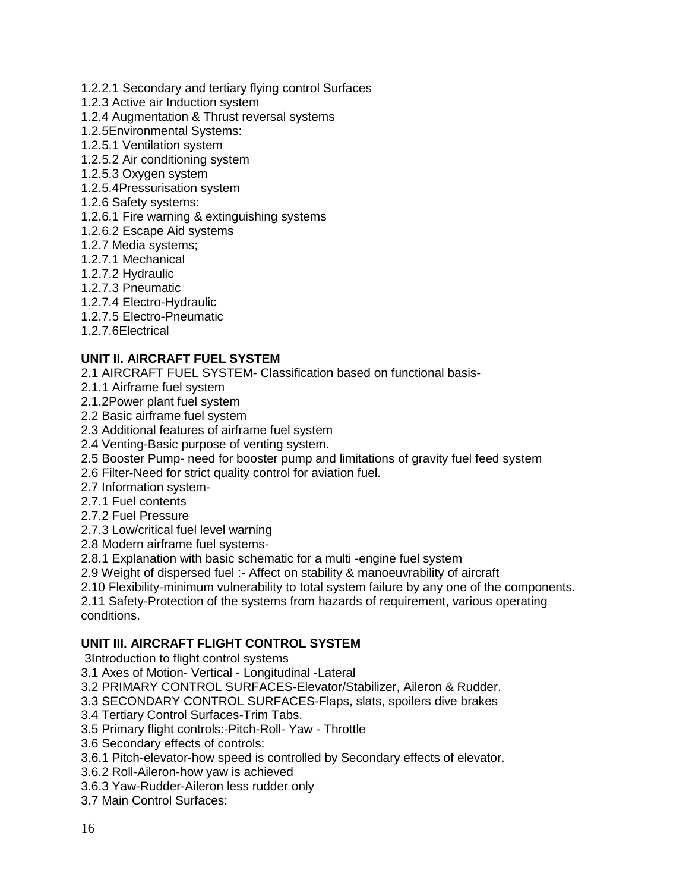1.2.2.1 Secondary and tertiary flying control Surfaces
1.2.3 Active air Induction system
1.2.4 Augmentation & Thrust reversal systems
1.2.5Environmental Systems:
1.2.5.1 Ventilation system
1.2.5.2 Air conditioning system
1.2.5.3 Oxygen system
1.2.5.4Pressurisation system
1.2.6 Safety systems:
1.2.6.1 Fire warning & extinguishing systems
1.2.6.2 Escape Aid systems
1.2.7 Media systems;
1.2.7.1 Mechanical
1.2.7.2 Hydraulic
1.2.7.3 Pneumatic
1.2.7.4 Electro-Hydraulic
1.2.7.5 Electro-Pneumatic
1.2.7.6Electrical

**UNIT II. AIRCRAFT FUEL SYSTEM**

2.1 AIRCRAFT FUEL SYSTEM- Classification based on functional basis-
2.1.1 Airframe fuel system
2.1.2Power plant fuel system
2.2 Basic airframe fuel system
2.3 Additional features of airframe fuel system
2.4 Venting-Basic purpose of venting system.
2.5 Booster Pump- need for booster pump and limitations of gravity fuel feed system
2.6 Filter-Need for strict quality control for aviation fuel.
2.7 Information system-
2.7.1 Fuel contents
2.7.2 Fuel Pressure
2.7.3 Low/critical fuel level warning
2.8 Modern airframe fuel systems-
2.8.1 Explanation with basic schematic for a multi -engine fuel system
2.9 Weight of dispersed fuel :- Affect on stability & manoeuvrability of aircraft
2.10 Flexibility-minimum vulnerability to total system failure by any one of the components.
2.11 Safety-Protection of the systems from hazards of requirement, various operating conditions.

**UNIT III. AIRCRAFT FLIGHT CONTROL SYSTEM**

3Introduction to flight control systems
3.1 Axes of Motion- Vertical - Longitudinal -Lateral
3.2 PRIMARY CONTROL SURFACES-Elevator/Stabilizer, Aileron & Rudder.
3.3 SECONDARY CONTROL SURFACES-Flaps, slats, spoilers dive brakes
3.4 Tertiary Control Surfaces-Trim Tabs.
3.5 Primary flight controls:-Pitch-Roll- Yaw - Throttle
3.6 Secondary effects of controls:
3.6.1 Pitch-elevator-how speed is controlled by Secondary effects of elevator.
3.6.2 Roll-Aileron-how yaw is achieved
3.6.3 Yaw-Rudder-Aileron less rudder only
3.7 Main Control Surfaces: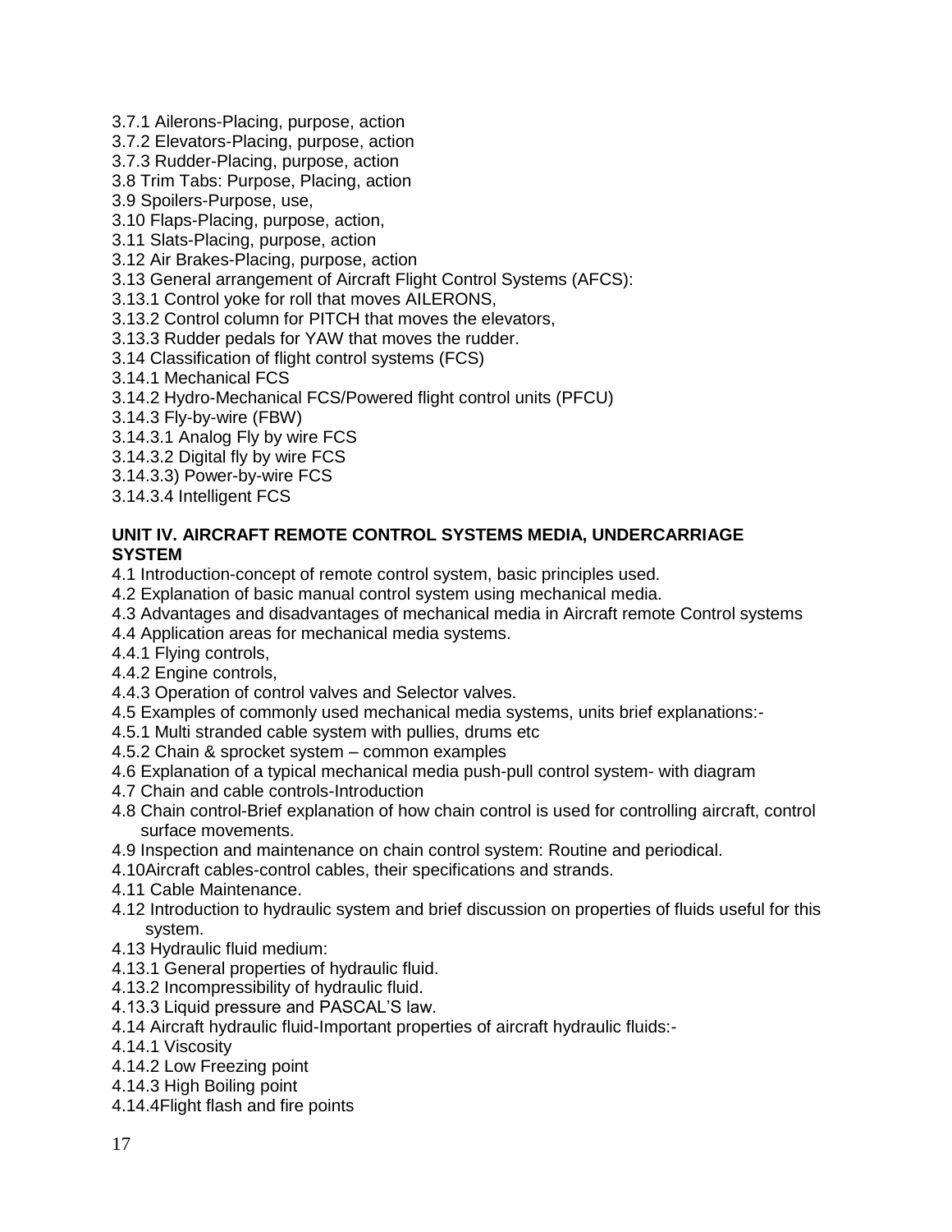3.7.1 Ailerons-Placing, purpose, action
3.7.2 Elevators-Placing, purpose, action
3.7.3 Rudder-Placing, purpose, action
3.8 Trim Tabs: Purpose, Placing, action
3.9 Spoilers-Purpose, use,
3.10 Flaps-Placing, purpose, action,
3.11 Slats-Placing, purpose, action
3.12 Air Brakes-Placing, purpose, action
3.13 General arrangement of Aircraft Flight Control Systems (AFCS):
3.13.1 Control yoke for roll that moves AILERONS,
3.13.2 Control column for PITCH that moves the elevators,
3.13.3 Rudder pedals for YAW that moves the rudder.
3.14 Classification of flight control systems (FCS)
3.14.1 Mechanical FCS
3.14.2 Hydro-Mechanical FCS/Powered flight control units (PFCU)
3.14.3 Fly-by-wire (FBW)
3.14.3.1 Analog Fly by wire FCS
3.14.3.2 Digital fly by wire FCS
3.14.3.3) Power-by-wire FCS
3.14.3.4 Intelligent FCS

**UNIT IV. AIRCRAFT REMOTE CONTROL SYSTEMS MEDIA, UNDERCARRIAGE SYSTEM**

4.1 Introduction-concept of remote control system, basic principles used.
4.2 Explanation of basic manual control system using mechanical media.
4.3 Advantages and disadvantages of mechanical media in Aircraft remote Control systems
4.4 Application areas for mechanical media systems.
4.4.1 Flying controls,
4.4.2 Engine controls,
4.4.3 Operation of control valves and Selector valves.
4.5 Examples of commonly used mechanical media systems, units brief explanations:-
4.5.1 Multi stranded cable system with pullies, drums etc
4.5.2 Chain & sprocket system – common examples
4.6 Explanation of a typical mechanical media push-pull control system- with diagram
4.7 Chain and cable controls-Introduction
4.8 Chain control-Brief explanation of how chain control is used for controlling aircraft, control surface movements.
4.9 Inspection and maintenance on chain control system: Routine and periodical.
4.10Aircraft cables-control cables, their specifications and strands.
4.11 Cable Maintenance.
4.12 Introduction to hydraulic system and brief discussion on properties of fluids useful for this system.
4.13 Hydraulic fluid medium:
4.13.1 General properties of hydraulic fluid.
4.13.2 Incompressibility of hydraulic fluid.
4.13.3 Liquid pressure and PASCAL'S law.
4.14 Aircraft hydraulic fluid-Important properties of aircraft hydraulic fluids:-
4.14.1 Viscosity
4.14.2 Low Freezing point
4.14.3 High Boiling point
4.14.4Flight flash and fire points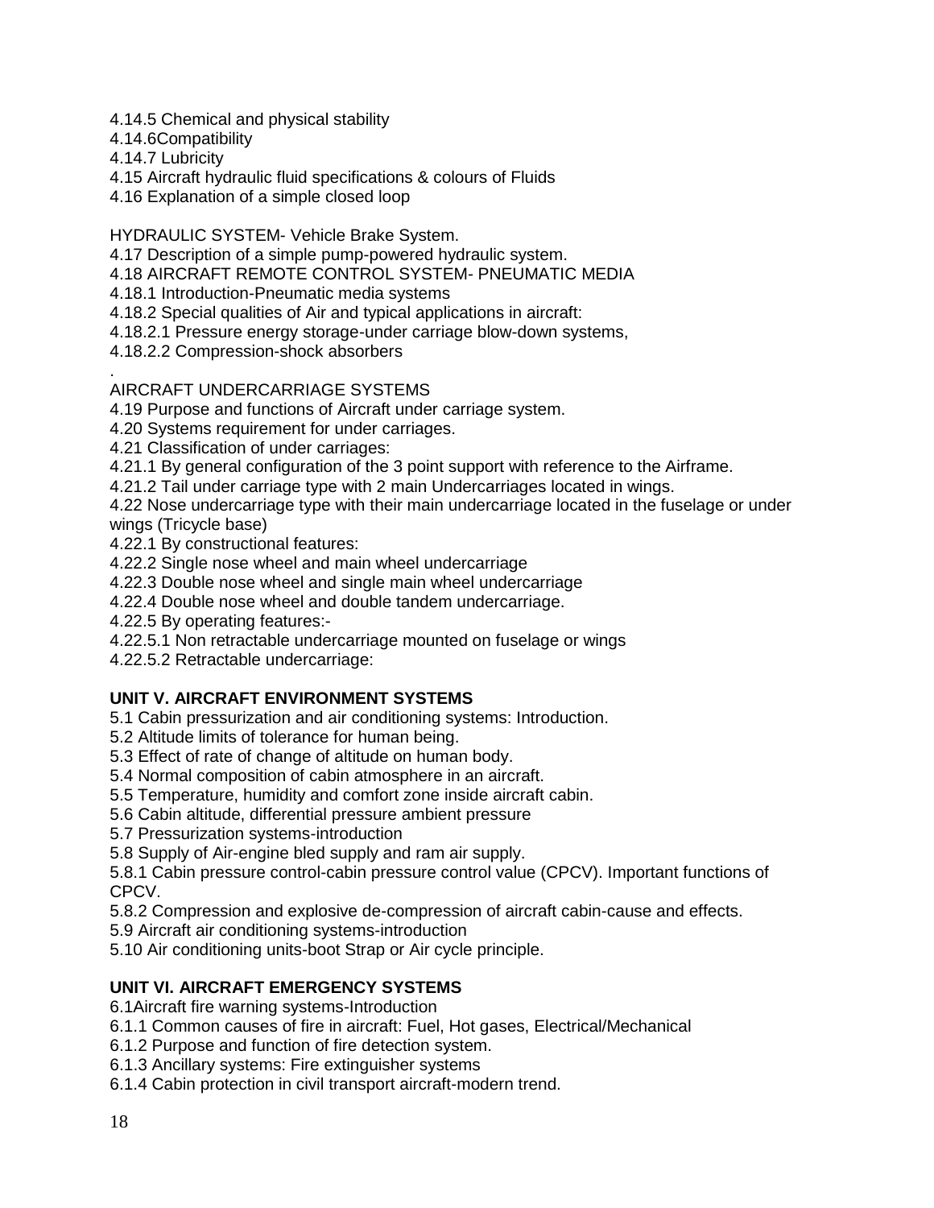4.14.5 Chemical and physical stability
4.14.6Compatibility
4.14.7 Lubricity
4.15 Aircraft hydraulic fluid specifications & colours of Fluids
4.16 Explanation of a simple closed loop

HYDRAULIC SYSTEM- Vehicle Brake System.
4.17 Description of a simple pump-powered hydraulic system.
4.18 AIRCRAFT REMOTE CONTROL SYSTEM- PNEUMATIC MEDIA
4.18.1 Introduction-Pneumatic media systems
4.18.2 Special qualities of Air and typical applications in aircraft:
4.18.2.1 Pressure energy storage-under carriage blow-down systems,
4.18.2.2 Compression-shock absorbers
.
AIRCRAFT UNDERCARRIAGE SYSTEMS
4.19 Purpose and functions of Aircraft under carriage system.
4.20 Systems requirement for under carriages.
4.21 Classification of under carriages:
4.21.1 By general configuration of the 3 point support with reference to the Airframe.
4.21.2 Tail under carriage type with 2 main Undercarriages located in wings.
4.22 Nose undercarriage type with their main undercarriage located in the fuselage or under wings (Tricycle base)
4.22.1 By constructional features:
4.22.2 Single nose wheel and main wheel undercarriage
4.22.3 Double nose wheel and single main wheel undercarriage
4.22.4 Double nose wheel and double tandem undercarriage.
4.22.5 By operating features:-
4.22.5.1 Non retractable undercarriage mounted on fuselage or wings
4.22.5.2 Retractable undercarriage:

**UNIT V. AIRCRAFT ENVIRONMENT SYSTEMS**
5.1 Cabin pressurization and air conditioning systems: Introduction.
5.2 Altitude limits of tolerance for human being.
5.3 Effect of rate of change of altitude on human body.
5.4 Normal composition of cabin atmosphere in an aircraft.
5.5 Temperature, humidity and comfort zone inside aircraft cabin.
5.6 Cabin altitude, differential pressure ambient pressure
5.7 Pressurization systems-introduction
5.8 Supply of Air-engine bled supply and ram air supply.
5.8.1 Cabin pressure control-cabin pressure control value (CPCV). Important functions of CPCV.
5.8.2 Compression and explosive de-compression of aircraft cabin-cause and effects.
5.9 Aircraft air conditioning systems-introduction
5.10 Air conditioning units-boot Strap or Air cycle principle.

**UNIT VI. AIRCRAFT EMERGENCY SYSTEMS**
6.1Aircraft fire warning systems-Introduction
6.1.1 Common causes of fire in aircraft: Fuel, Hot gases, Electrical/Mechanical
6.1.2 Purpose and function of fire detection system.
6.1.3 Ancillary systems: Fire extinguisher systems
6.1.4 Cabin protection in civil transport aircraft-modern trend.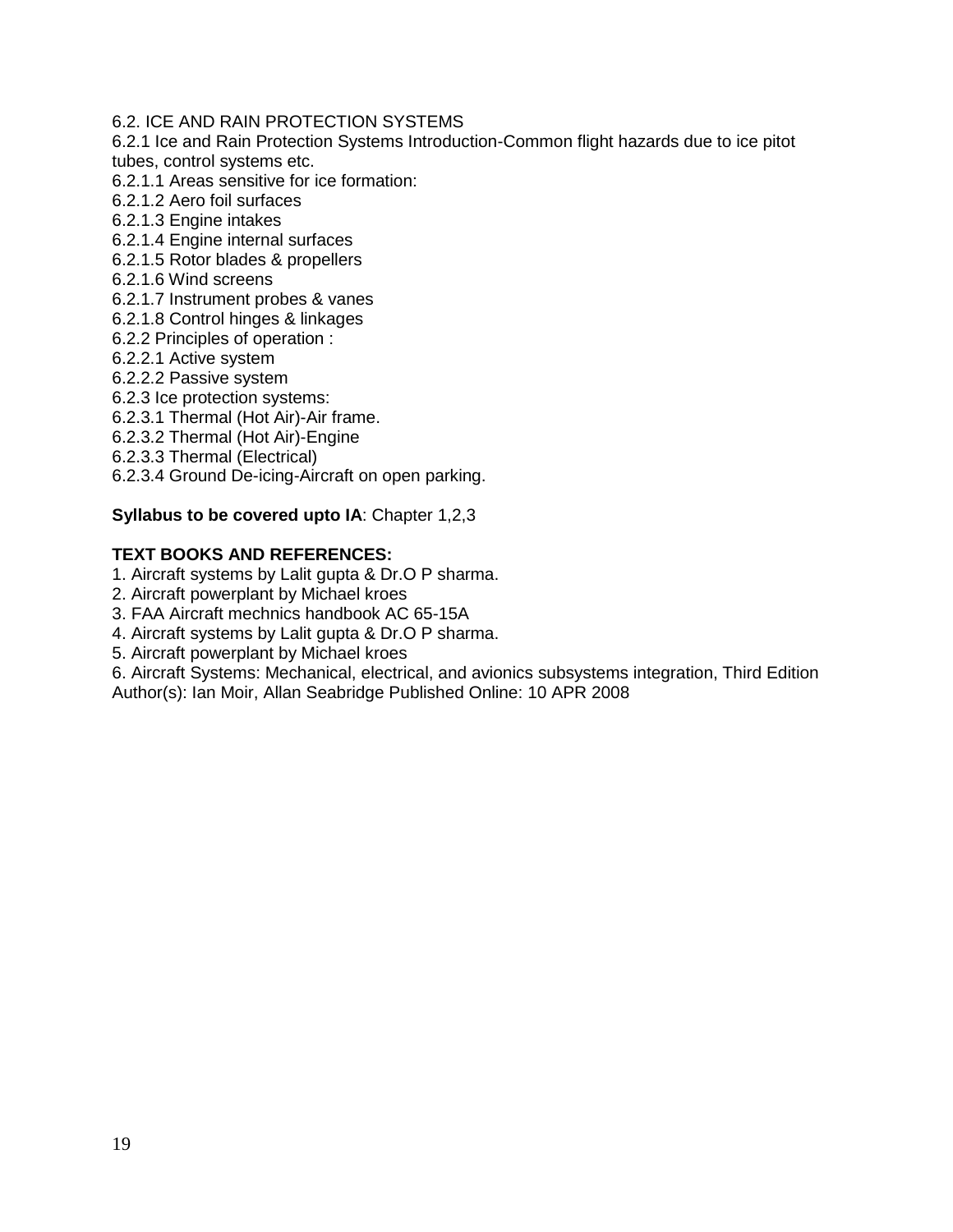6.2. ICE AND RAIN PROTECTION SYSTEMS
6.2.1 Ice and Rain Protection Systems Introduction-Common flight hazards due to ice pitot tubes, control systems etc.
6.2.1.1 Areas sensitive for ice formation:
6.2.1.2 Aero foil surfaces
6.2.1.3 Engine intakes
6.2.1.4 Engine internal surfaces
6.2.1.5 Rotor blades & propellers
6.2.1.6 Wind screens
6.2.1.7 Instrument probes & vanes
6.2.1.8 Control hinges & linkages
6.2.2 Principles of operation :
6.2.2.1 Active system
6.2.2.2 Passive system
6.2.3 Ice protection systems:
6.2.3.1 Thermal (Hot Air)-Air frame.
6.2.3.2 Thermal (Hot Air)-Engine
6.2.3.3 Thermal (Electrical)
6.2.3.4 Ground De-icing-Aircraft on open parking.

**Syllabus to be covered upto IA**: Chapter 1,2,3

**TEXT BOOKS AND REFERENCES:**

1. Aircraft systems by Lalit gupta & Dr.O P sharma.
2. Aircraft powerplant by Michael kroes
3. FAA Aircraft mechnics handbook AC 65-15A
4. Aircraft systems by Lalit gupta & Dr.O P sharma.
5. Aircraft powerplant by Michael kroes
6. Aircraft Systems: Mechanical, electrical, and avionics subsystems integration, Third Edition Author(s): Ian Moir, Allan Seabridge Published Online: 10 APR 2008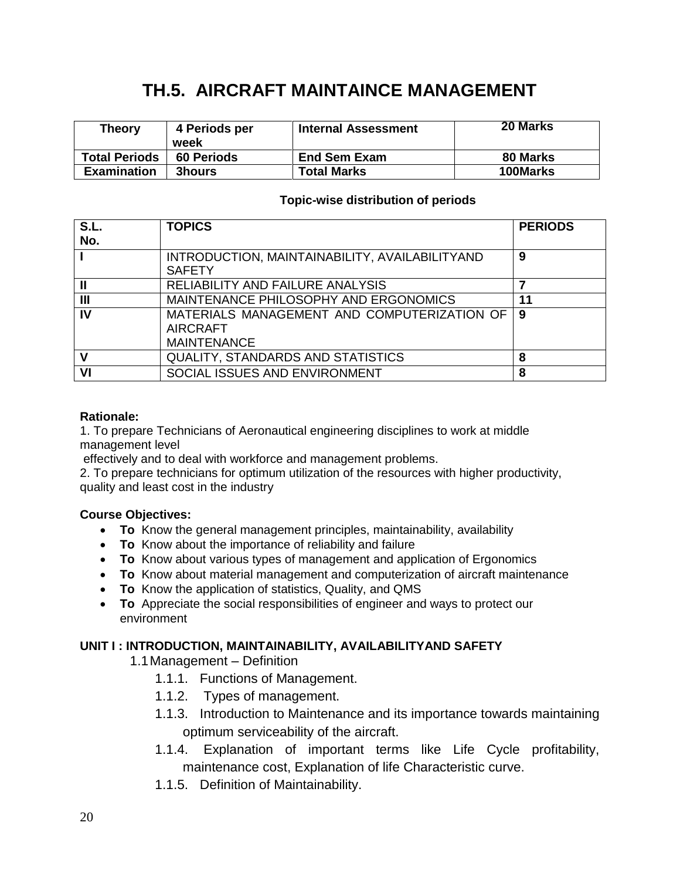# TH.5. AIRCRAFT MAINTAINCE MANAGEMENT

| Theory | 4 Periods per week | Internal Assessment | 20 Marks |
|---|---|---|---|
| Total Periods | 60 Periods | End Sem Exam | 80 Marks |
| Examination | 3hours | Total Marks | 100Marks |

**Topic-wise distribution of periods**

| S.L. No. | TOPICS | PERIODS |
|---|---|---|
| I | INTRODUCTION, MAINTAINABILITY, AVAILABILITYAND SAFETY | 9 |
| II | RELIABILITY AND FAILURE ANALYSIS | 7 |
| III | MAINTENANCE PHILOSOPHY AND ERGONOMICS | 11 |
| IV | MATERIALS MANAGEMENT AND COMPUTERIZATION OF AIRCRAFT MAINTENANCE | 9 |
| V | QUALITY, STANDARDS AND STATISTICS | 8 |
| VI | SOCIAL ISSUES AND ENVIRONMENT | 8 |

**Rationale:**

1. To prepare Technicians of Aeronautical engineering disciplines to work at middle management level effectively and to deal with workforce and management problems.
2. To prepare technicians for optimum utilization of the resources with higher productivity, quality and least cost in the industry

**Course Objectives:**

- **To** Know the general management principles, maintainability, availability
- **To** Know about the importance of reliability and failure
- **To** Know about various types of management and application of Ergonomics
- **To** Know about material management and computerization of aircraft maintenance
- **To** Know the application of statistics, Quality, and QMS
- **To** Appreciate the social responsibilities of engineer and ways to protect our environment

**UNIT I : INTRODUCTION, MAINTAINABILITY, AVAILABILITYAND SAFETY**

1.1 Management – Definition

- 1.1.1. Functions of Management.
- 1.1.2. Types of management.
- 1.1.3. Introduction to Maintenance and its importance towards maintaining optimum serviceability of the aircraft.
- 1.1.4. Explanation of important terms like Life Cycle profitability, maintenance cost, Explanation of life Characteristic curve.
- 1.1.5. Definition of Maintainability.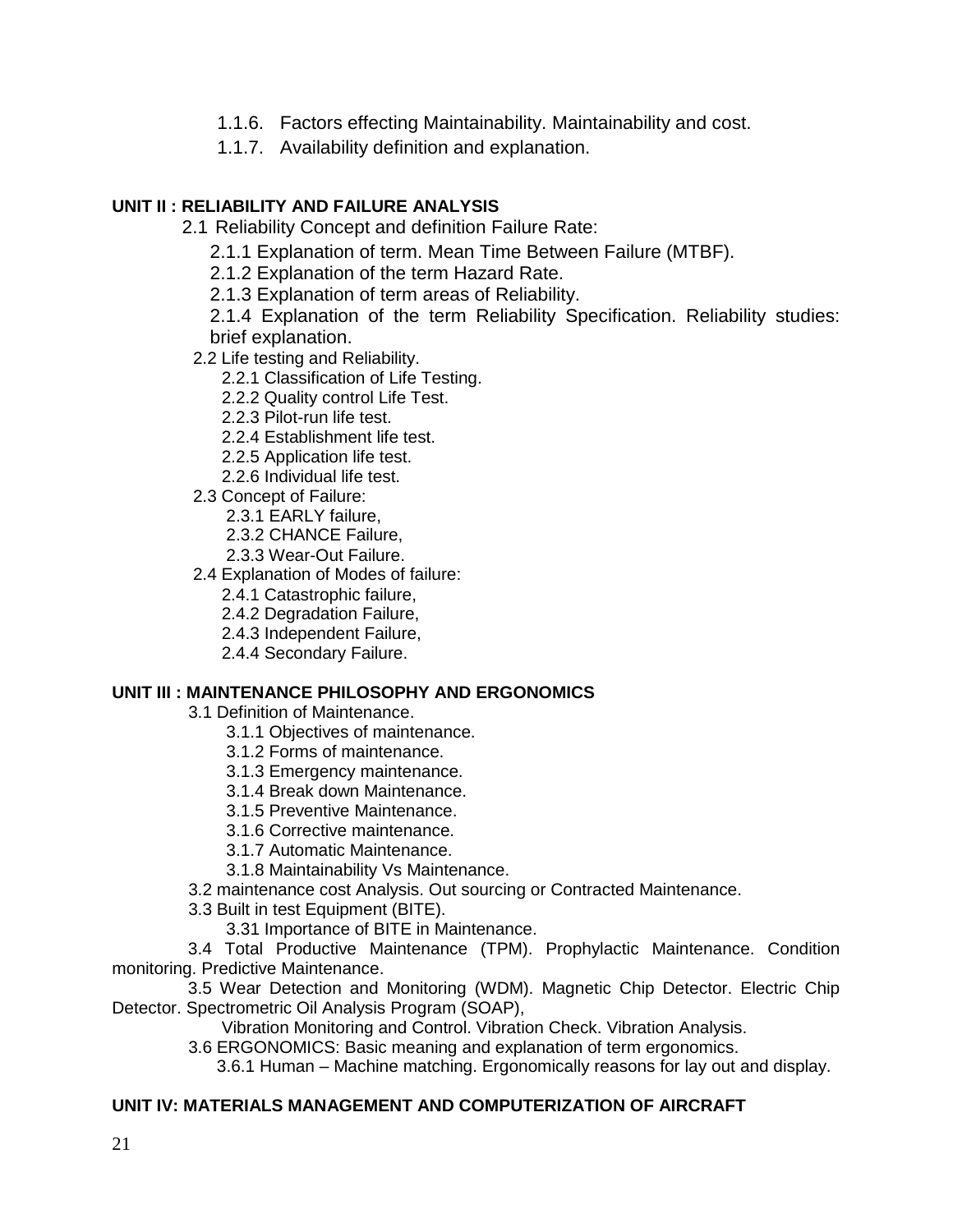1.1.6. Factors effecting Maintainability. Maintainability and cost.

1.1.7. Availability definition and explanation.

**UNIT II : RELIABILITY AND FAILURE ANALYSIS**

2.1 Reliability Concept and definition Failure Rate:

2.1.1 Explanation of term. Mean Time Between Failure (MTBF).

2.1.2 Explanation of the term Hazard Rate.

2.1.3 Explanation of term areas of Reliability.

2.1.4 Explanation of the term Reliability Specification. Reliability studies: brief explanation.

2.2 Life testing and Reliability.

2.2.1 Classification of Life Testing.

2.2.2 Quality control Life Test.

2.2.3 Pilot-run life test.

2.2.4 Establishment life test.

2.2.5 Application life test.

2.2.6 Individual life test.

2.3 Concept of Failure:

2.3.1 EARLY failure,

2.3.2 CHANCE Failure,

2.3.3 Wear-Out Failure.

2.4 Explanation of Modes of failure:

2.4.1 Catastrophic failure,

2.4.2 Degradation Failure,

2.4.3 Independent Failure,

2.4.4 Secondary Failure.

**UNIT III : MAINTENANCE PHILOSOPHY AND ERGONOMICS**

3.1 Definition of Maintenance.

3.1.1 Objectives of maintenance.

3.1.2 Forms of maintenance.

3.1.3 Emergency maintenance.

3.1.4 Break down Maintenance.

3.1.5 Preventive Maintenance.

3.1.6 Corrective maintenance.

3.1.7 Automatic Maintenance.

3.1.8 Maintainability Vs Maintenance.

3.2 maintenance cost Analysis. Out sourcing or Contracted Maintenance.

3.3 Built in test Equipment (BITE).

3.31 Importance of BITE in Maintenance.

3.4 Total Productive Maintenance (TPM). Prophylactic Maintenance. Condition monitoring. Predictive Maintenance.

3.5 Wear Detection and Monitoring (WDM). Magnetic Chip Detector. Electric Chip Detector. Spectrometric Oil Analysis Program (SOAP),

Vibration Monitoring and Control. Vibration Check. Vibration Analysis.

3.6 ERGONOMICS: Basic meaning and explanation of term ergonomics.

3.6.1 Human – Machine matching. Ergonomically reasons for lay out and display.

**UNIT IV: MATERIALS MANAGEMENT AND COMPUTERIZATION OF AIRCRAFT**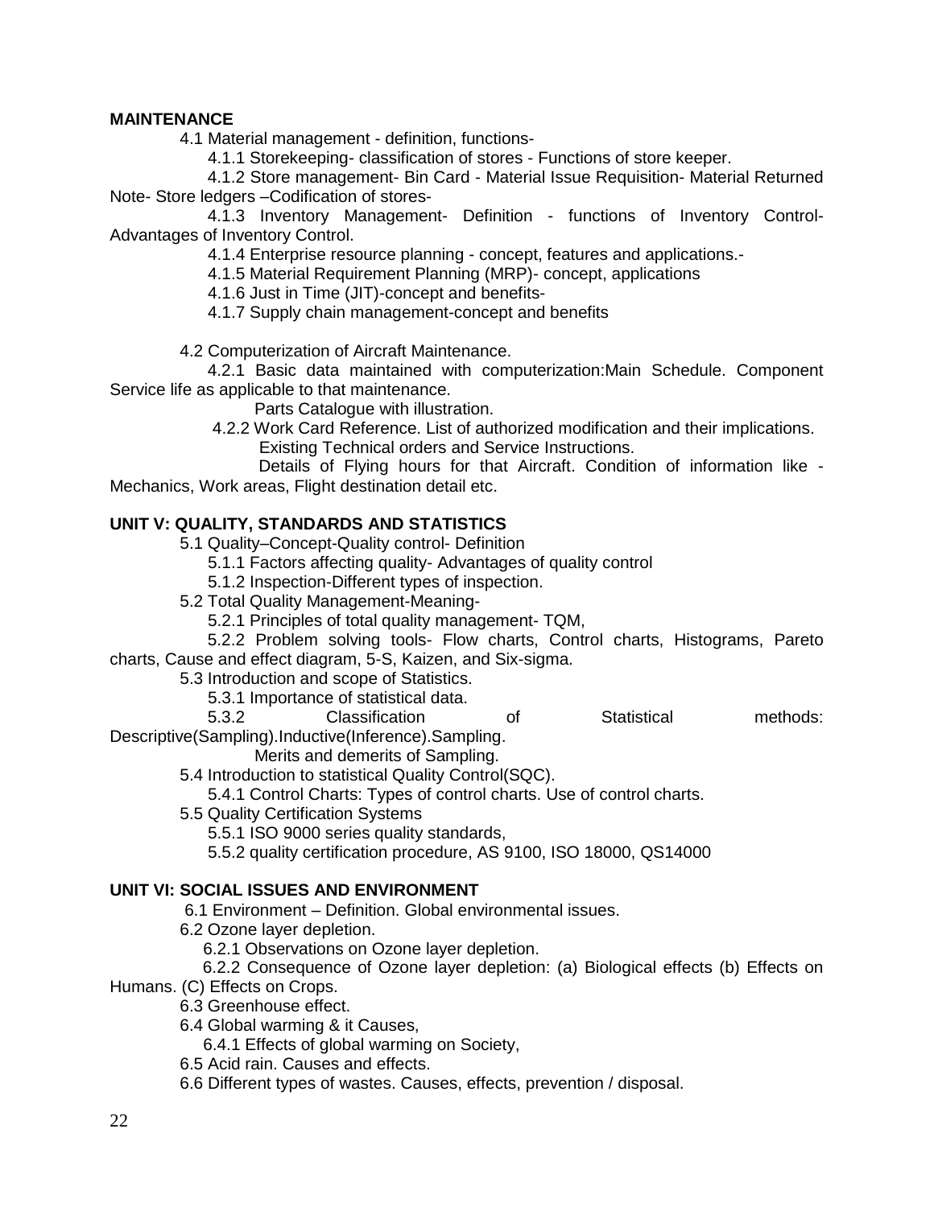**MAINTENANCE**

4.1 Material management - definition, functions-

4.1.1 Storekeeping- classification of stores - Functions of store keeper.

4.1.2 Store management- Bin Card - Material Issue Requisition- Material Returned Note- Store ledgers –Codification of stores-

4.1.3 Inventory Management- Definition - functions of Inventory Control- Advantages of Inventory Control.

4.1.4 Enterprise resource planning - concept, features and applications.-

4.1.5 Material Requirement Planning (MRP)- concept, applications

4.1.6 Just in Time (JIT)-concept and benefits-

4.1.7 Supply chain management-concept and benefits

4.2 Computerization of Aircraft Maintenance.

4.2.1 Basic data maintained with computerization:Main Schedule. Component Service life as applicable to that maintenance.

Parts Catalogue with illustration.

4.2.2 Work Card Reference. List of authorized modification and their implications.

Existing Technical orders and Service Instructions.

Details of Flying hours for that Aircraft. Condition of information like - Mechanics, Work areas, Flight destination detail etc.

**UNIT V: QUALITY, STANDARDS AND STATISTICS**

5.1 Quality–Concept-Quality control- Definition

5.1.1 Factors affecting quality- Advantages of quality control

5.1.2 Inspection-Different types of inspection.

5.2 Total Quality Management-Meaning-

5.2.1 Principles of total quality management- TQM,

5.2.2 Problem solving tools- Flow charts, Control charts, Histograms, Pareto charts, Cause and effect diagram, 5-S, Kaizen, and Six-sigma.

5.3 Introduction and scope of Statistics.

5.3.1 Importance of statistical data.

5.3.2 Classification of Statistical methods: Descriptive(Sampling).Inductive(Inference).Sampling.

Merits and demerits of Sampling.

5.4 Introduction to statistical Quality Control(SQC).

5.4.1 Control Charts: Types of control charts. Use of control charts.

5.5 Quality Certification Systems

5.5.1 ISO 9000 series quality standards,

5.5.2 quality certification procedure, AS 9100, ISO 18000, QS14000

**UNIT VI: SOCIAL ISSUES AND ENVIRONMENT**

6.1 Environment – Definition. Global environmental issues.

6.2 Ozone layer depletion.

6.2.1 Observations on Ozone layer depletion.

6.2.2 Consequence of Ozone layer depletion: (a) Biological effects (b) Effects on Humans. (C) Effects on Crops.

6.3 Greenhouse effect.

6.4 Global warming & it Causes,

6.4.1 Effects of global warming on Society,

6.5 Acid rain. Causes and effects.

6.6 Different types of wastes. Causes, effects, prevention / disposal.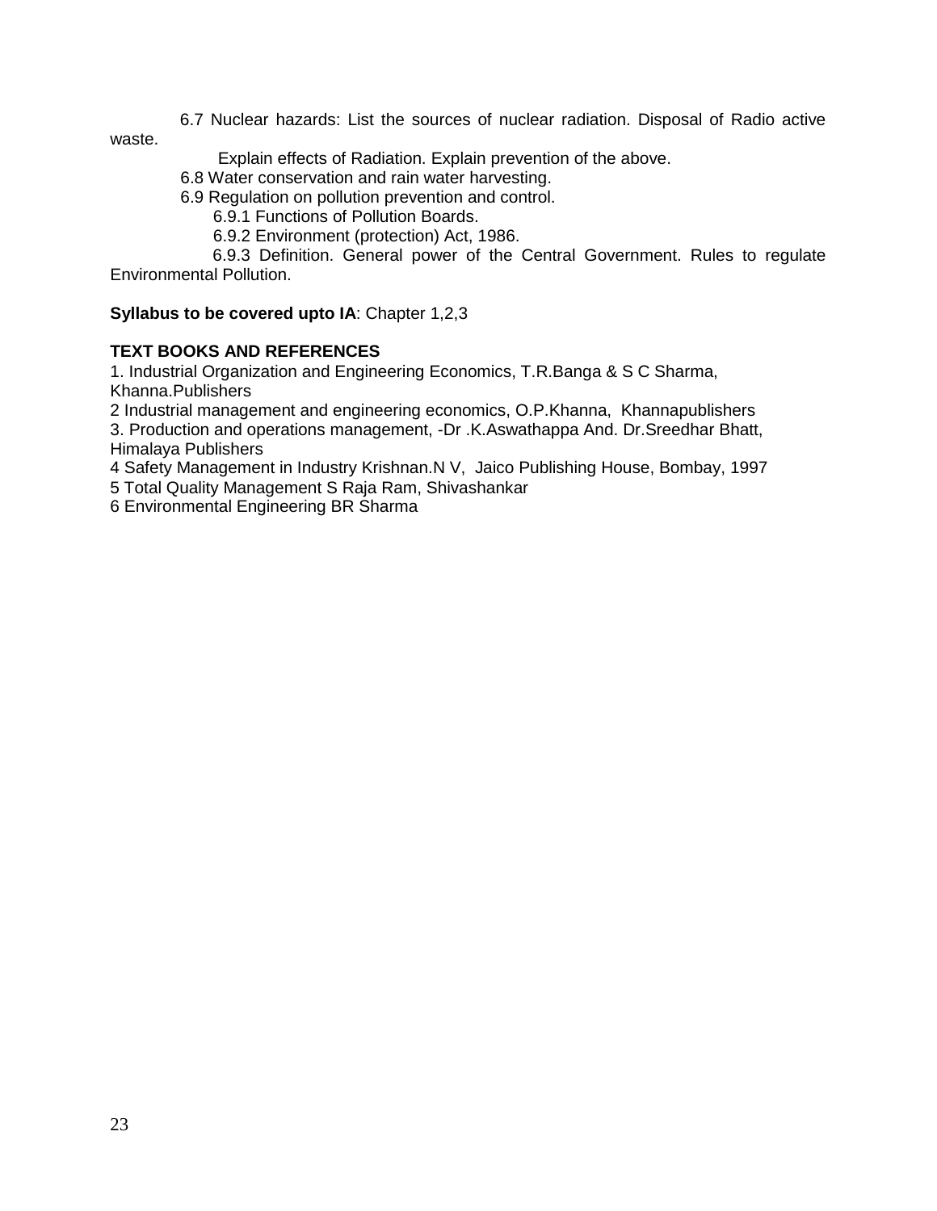6.7 Nuclear hazards: List the sources of nuclear radiation. Disposal of Radio active waste.

Explain effects of Radiation. Explain prevention of the above.

6.8 Water conservation and rain water harvesting.

6.9 Regulation on pollution prevention and control.

6.9.1 Functions of Pollution Boards.

6.9.2 Environment (protection) Act, 1986.

6.9.3 Definition. General power of the Central Government. Rules to regulate Environmental Pollution.

**Syllabus to be covered upto IA**: Chapter 1,2,3

**TEXT BOOKS AND REFERENCES**

1. Industrial Organization and Engineering Economics, T.R.Banga & S C Sharma, Khanna.Publishers
2 Industrial management and engineering economics, O.P.Khanna, Khannapublishers
3. Production and operations management, -Dr .K.Aswathappa And. Dr.Sreedhar Bhatt, Himalaya Publishers
4 Safety Management in Industry Krishnan.N V, Jaico Publishing House, Bombay, 1997
5 Total Quality Management S Raja Ram, Shivashankar
6 Environmental Engineering BR Sharma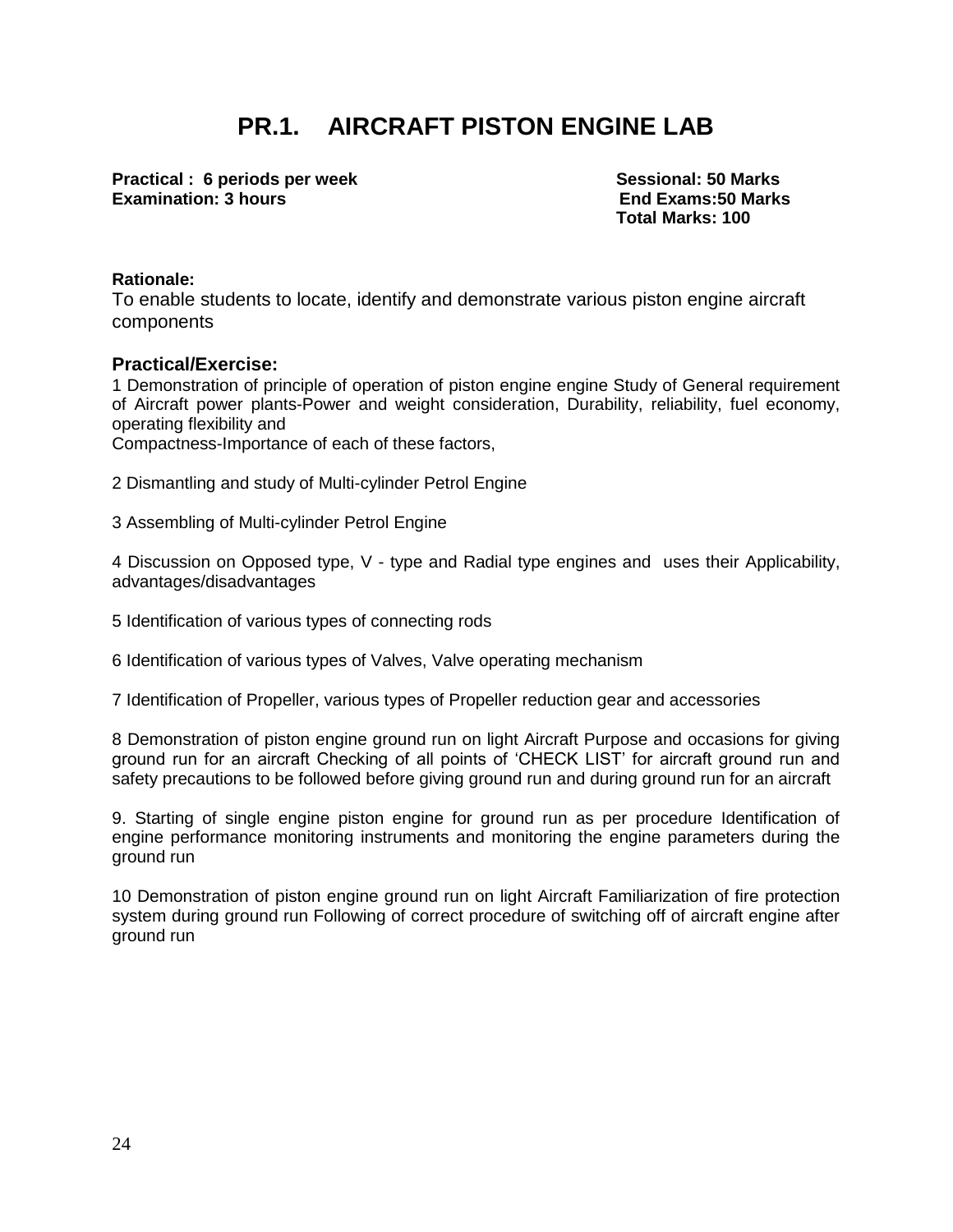# PR.1. AIRCRAFT PISTON ENGINE LAB

**Practical : 6 periods per week** &nbsp;&nbsp;&nbsp;&nbsp; **Sessional: 50 Marks**
**Examination: 3 hours** &nbsp;&nbsp;&nbsp;&nbsp; **End Exams:50 Marks**
**Total Marks: 100**

**Rationale:**
To enable students to locate, identify and demonstrate various piston engine aircraft components

**Practical/Exercise:**

1 Demonstration of principle of operation of piston engine engine Study of General requirement of Aircraft power plants-Power and weight consideration, Durability, reliability, fuel economy, operating flexibility and
Compactness-Importance of each of these factors,

2 Dismantling and study of Multi-cylinder Petrol Engine

3 Assembling of Multi-cylinder Petrol Engine

4 Discussion on Opposed type, V - type and Radial type engines and uses their Applicability, advantages/disadvantages

5 Identification of various types of connecting rods

6 Identification of various types of Valves, Valve operating mechanism

7 Identification of Propeller, various types of Propeller reduction gear and accessories

8 Demonstration of piston engine ground run on light Aircraft Purpose and occasions for giving ground run for an aircraft Checking of all points of 'CHECK LIST' for aircraft ground run and safety precautions to be followed before giving ground run and during ground run for an aircraft

9. Starting of single engine piston engine for ground run as per procedure Identification of engine performance monitoring instruments and monitoring the engine parameters during the ground run

10 Demonstration of piston engine ground run on light Aircraft Familiarization of fire protection system during ground run Following of correct procedure of switching off of aircraft engine after ground run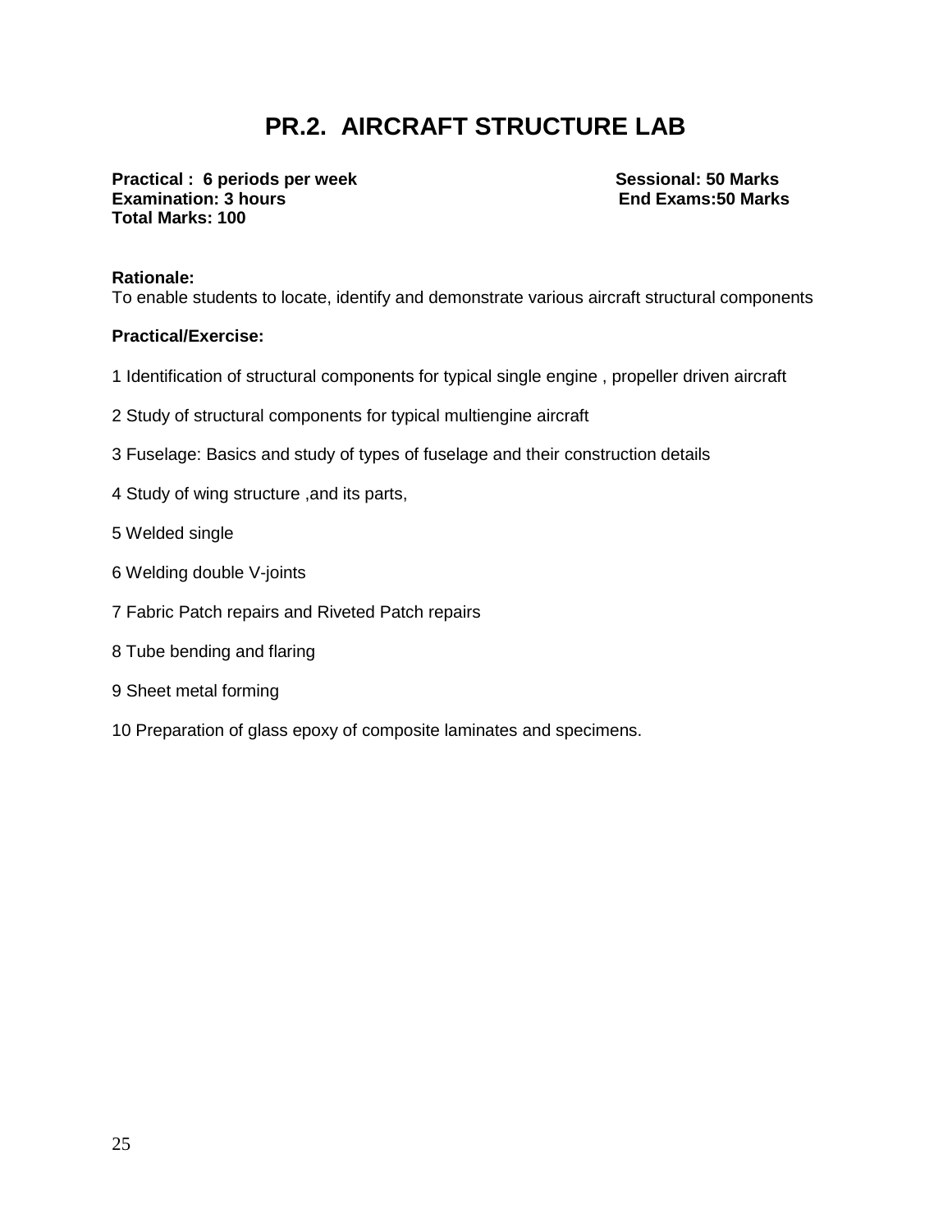# PR.2. AIRCRAFT STRUCTURE LAB

**Practical : 6 periods per week** **Sessional: 50 Marks**
**Examination: 3 hours** **End Exams:50 Marks**
**Total Marks: 100**

**Rationale:**
To enable students to locate, identify and demonstrate various aircraft structural components

**Practical/Exercise:**

1 Identification of structural components for typical single engine , propeller driven aircraft

2 Study of structural components for typical multiengine aircraft

3 Fuselage: Basics and study of types of fuselage and their construction details

4 Study of wing structure ,and its parts,

5 Welded single

6 Welding double V-joints

7 Fabric Patch repairs and Riveted Patch repairs

8 Tube bending and flaring

9 Sheet metal forming

10 Preparation of glass epoxy of composite laminates and specimens.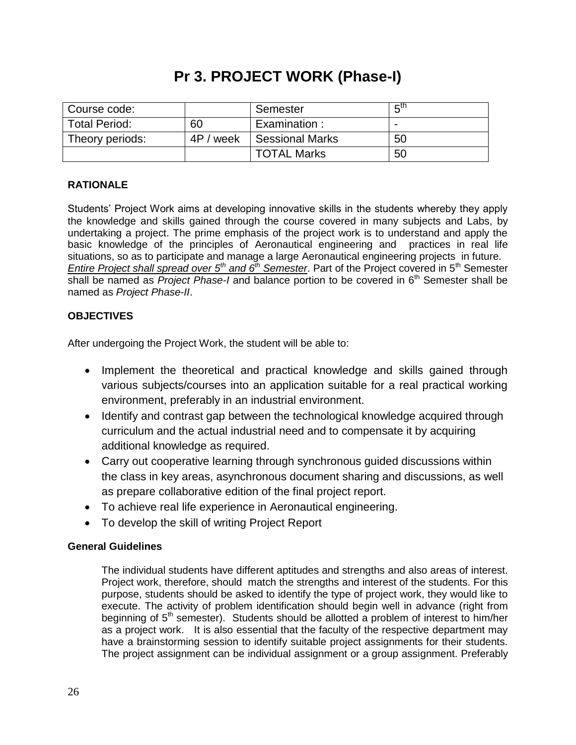# Pr 3. PROJECT WORK (Phase-I)

| Course code: | | Semester | 5th |
|---|---|---|---|
| Total Period: | 60 | Examination : | - |
| Theory periods: | 4P / week | Sessional Marks | 50 |
| | | TOTAL Marks | 50 |

**RATIONALE**

Students' Project Work aims at developing innovative skills in the students whereby they apply the knowledge and skills gained through the course covered in many subjects and Labs, by undertaking a project. The prime emphasis of the project work is to understand and apply the basic knowledge of the principles of Aeronautical engineering and practices in real life situations, so as to participate and manage a large Aeronautical engineering projects in future. *Entire Project shall spread over 5th and 6th Semester*. Part of the Project covered in 5th Semester shall be named as *Project Phase-I* and balance portion to be covered in 6th Semester shall be named as *Project Phase-II*.

**OBJECTIVES**

After undergoing the Project Work, the student will be able to:

- Implement the theoretical and practical knowledge and skills gained through various subjects/courses into an application suitable for a real practical working environment, preferably in an industrial environment.
- Identify and contrast gap between the technological knowledge acquired through curriculum and the actual industrial need and to compensate it by acquiring additional knowledge as required.
- Carry out cooperative learning through synchronous guided discussions within the class in key areas, asynchronous document sharing and discussions, as well as prepare collaborative edition of the final project report.
- To achieve real life experience in Aeronautical engineering.
- To develop the skill of writing Project Report

**General Guidelines**

The individual students have different aptitudes and strengths and also areas of interest. Project work, therefore, should match the strengths and interest of the students. For this purpose, students should be asked to identify the type of project work, they would like to execute. The activity of problem identification should begin well in advance (right from beginning of 5th semester). Students should be allotted a problem of interest to him/her as a project work. It is also essential that the faculty of the respective department may have a brainstorming session to identify suitable project assignments for their students. The project assignment can be individual assignment or a group assignment. Preferably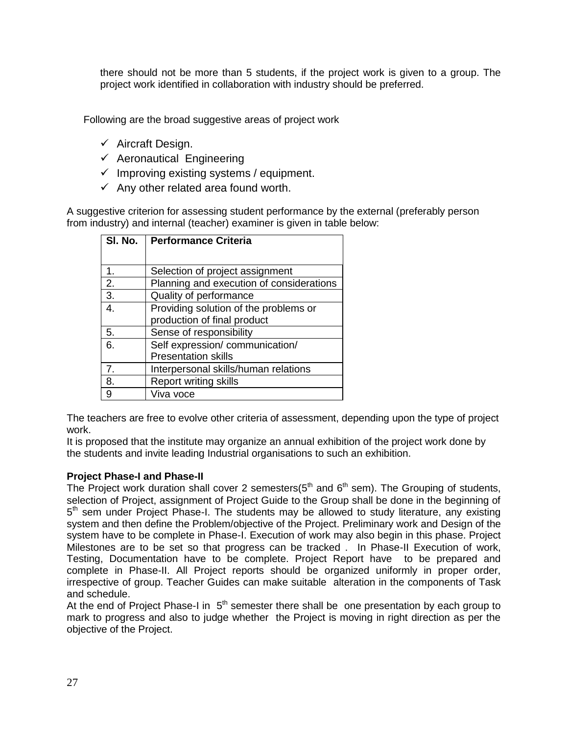there should not be more than 5 students, if the project work is given to a group. The project work identified in collaboration with industry should be preferred.

Following are the broad suggestive areas of project work

- ✓ Aircraft Design.
- ✓ Aeronautical Engineering
- ✓ Improving existing systems / equipment.
- ✓ Any other related area found worth.

A suggestive criterion for assessing student performance by the external (preferably person from industry) and internal (teacher) examiner is given in table below:

| Sl. No. | Performance Criteria |
|---|---|
| 1. | Selection of project assignment |
| 2. | Planning and execution of considerations |
| 3. | Quality of performance |
| 4. | Providing solution of the problems or production of final product |
| 5. | Sense of responsibility |
| 6. | Self expression/ communication/ Presentation skills |
| 7. | Interpersonal skills/human relations |
| 8. | Report writing skills |
| 9 | Viva voce |

The teachers are free to evolve other criteria of assessment, depending upon the type of project work.
It is proposed that the institute may organize an annual exhibition of the project work done by the students and invite leading Industrial organisations to such an exhibition.

**Project Phase-I and Phase-II**

The Project work duration shall cover 2 semesters($5^{th}$ and $6^{th}$ sem). The Grouping of students, selection of Project, assignment of Project Guide to the Group shall be done in the beginning of $5^{th}$ sem under Project Phase-I. The students may be allowed to study literature, any existing system and then define the Problem/objective of the Project. Preliminary work and Design of the system have to be complete in Phase-I. Execution of work may also begin in this phase. Project Milestones are to be set so that progress can be tracked . In Phase-II Execution of work, Testing, Documentation have to be complete. Project Report have to be prepared and complete in Phase-II. All Project reports should be organized uniformly in proper order, irrespective of group. Teacher Guides can make suitable alteration in the components of Task and schedule.
At the end of Project Phase-I in $5^{th}$ semester there shall be one presentation by each group to mark to progress and also to judge whether the Project is moving in right direction as per the objective of the Project.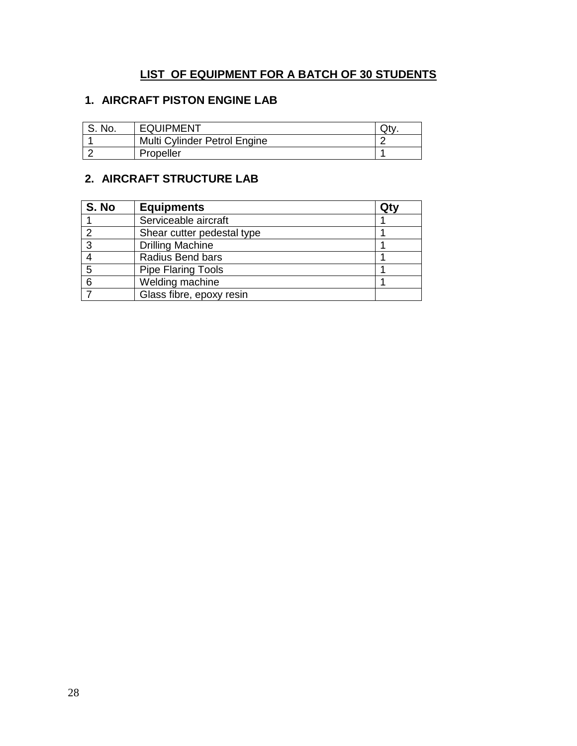## LIST OF EQUIPMENT FOR A BATCH OF 30 STUDENTS

### 1. AIRCRAFT PISTON ENGINE LAB

| S. No. | EQUIPMENT | Qty. |
|---|---|---|
| 1 | Multi Cylinder Petrol Engine | 2 |
| 2 | Propeller | 1 |

### 2. AIRCRAFT STRUCTURE LAB

| S. No | Equipments | Qty |
|---|---|---|
| 1 | Serviceable aircraft | 1 |
| 2 | Shear cutter pedestal type | 1 |
| 3 | Drilling Machine | 1 |
| 4 | Radius Bend bars | 1 |
| 5 | Pipe Flaring Tools | 1 |
| 6 | Welding machine | 1 |
| 7 | Glass fibre, epoxy resin | |